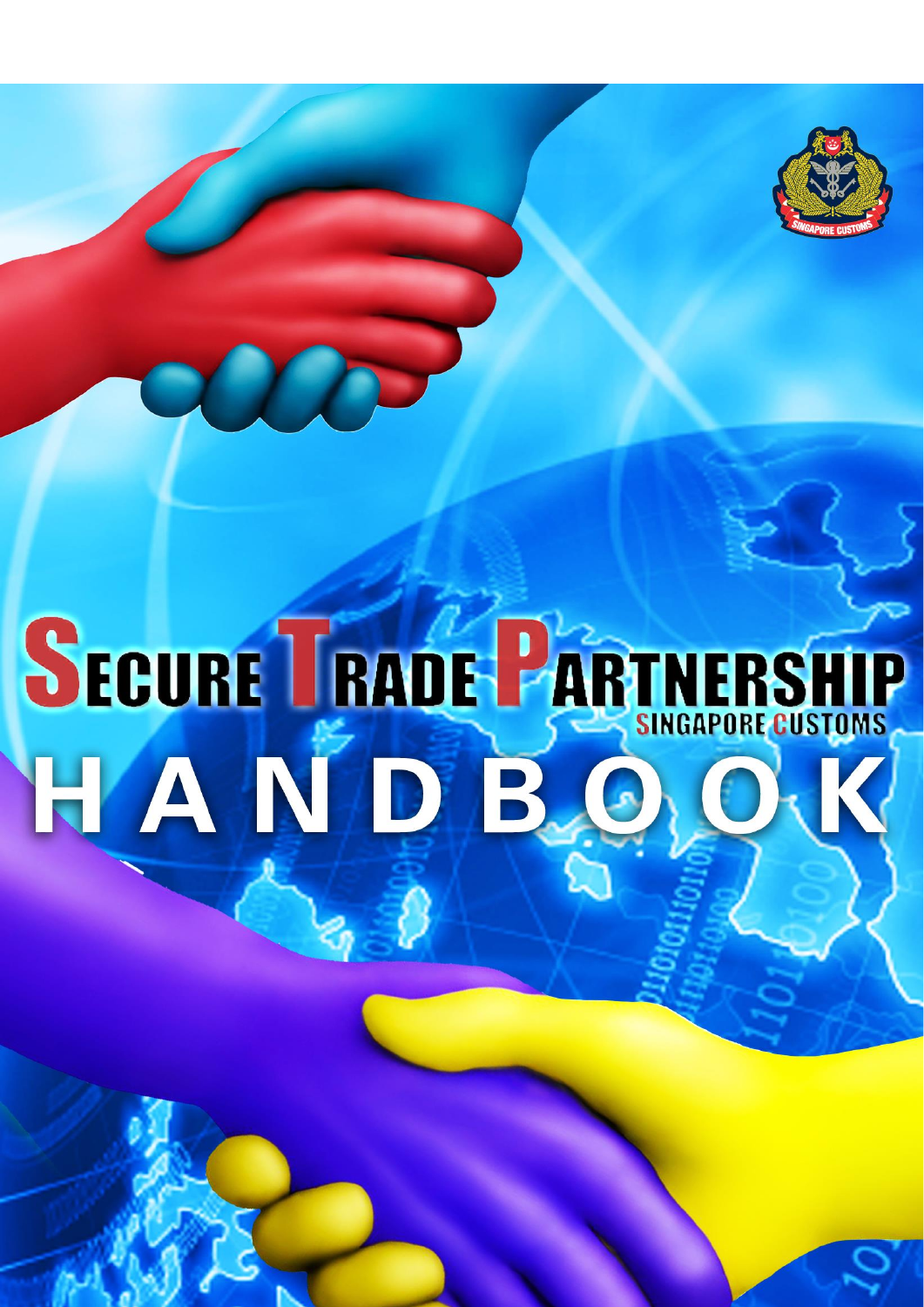# SECURE TRADE PARTNERSHIP

SINGAPORE CUSTOMS

# HANDBOOK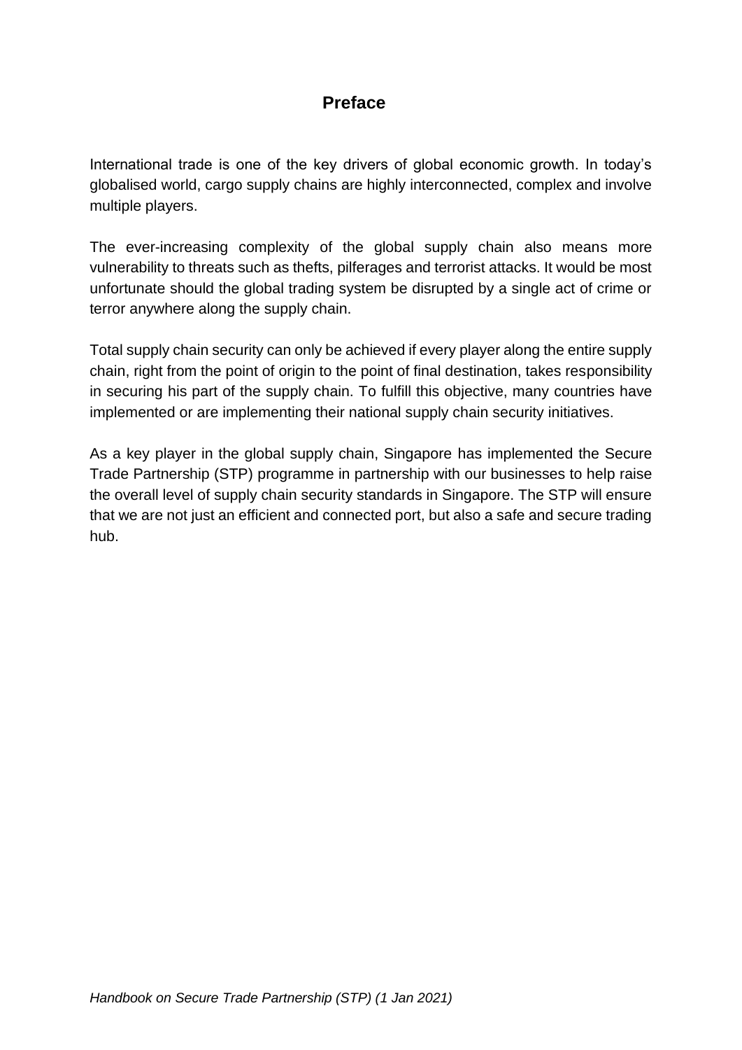# Preface

International trade is one of the key drivers of global economic growth. In today's globalised world, cargo supply chains are highly interconnected, complex and involve multiple players.

The ever-increasing complexity of the global supply chain also means more vulnerability to threats such as thefts, pilferages and terrorist attacks. It would be most unfortunate should the global trading system be disrupted by a single act of crime or terror anywhere along the supply chain.

Total supply chain security can only be achieved if every player along the entire supply chain, right from the point of origin to the point of final destination, takes responsibility in securing his part of the supply chain. To fulfill this objective, many countries have implemented or are implementing their national supply chain security initiatives.

As a key player in the global supply chain, Singapore has implemented the Secure Trade Partnership (STP) programme in partnership with our businesses to help raise the overall level of supply chain security standards in Singapore. The STP will ensure that we are not just an efficient and connected port, but also a safe and secure trading hub.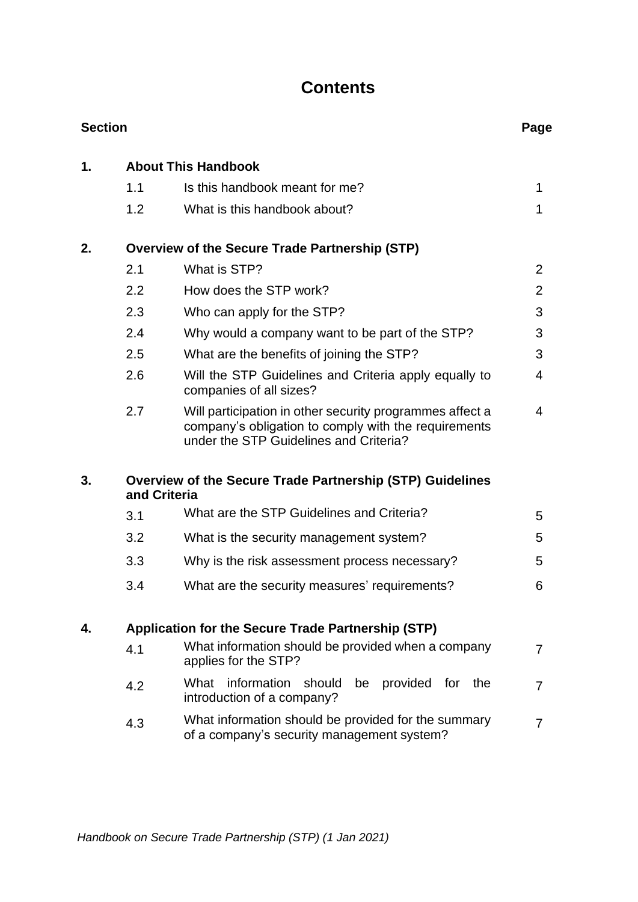# Contents

| Section | | | Page |
|---|---|---|---|
| **1.** | **About This Handbook** | | |
| | 1.1 | Is this handbook meant for me? | 1 |
| | 1.2 | What is this handbook about? | 1 |
| **2.** | **Overview of the Secure Trade Partnership (STP)** | | |
| | 2.1 | What is STP? | 2 |
| | 2.2 | How does the STP work? | 2 |
| | 2.3 | Who can apply for the STP? | 3 |
| | 2.4 | Why would a company want to be part of the STP? | 3 |
| | 2.5 | What are the benefits of joining the STP? | 3 |
| | 2.6 | Will the STP Guidelines and Criteria apply equally to companies of all sizes? | 4 |
| | 2.7 | Will participation in other security programmes affect a company's obligation to comply with the requirements under the STP Guidelines and Criteria? | 4 |
| **3.** | **Overview of the Secure Trade Partnership (STP) Guidelines and Criteria** | | |
| | 3.1 | What are the STP Guidelines and Criteria? | 5 |
| | 3.2 | What is the security management system? | 5 |
| | 3.3 | Why is the risk assessment process necessary? | 5 |
| | 3.4 | What are the security measures' requirements? | 6 |
| **4.** | **Application for the Secure Trade Partnership (STP)** | | |
| | 4.1 | What information should be provided when a company applies for the STP? | 7 |
| | 4.2 | What information should be provided for the introduction of a company? | 7 |
| | 4.3 | What information should be provided for the summary of a company's security management system? | 7 |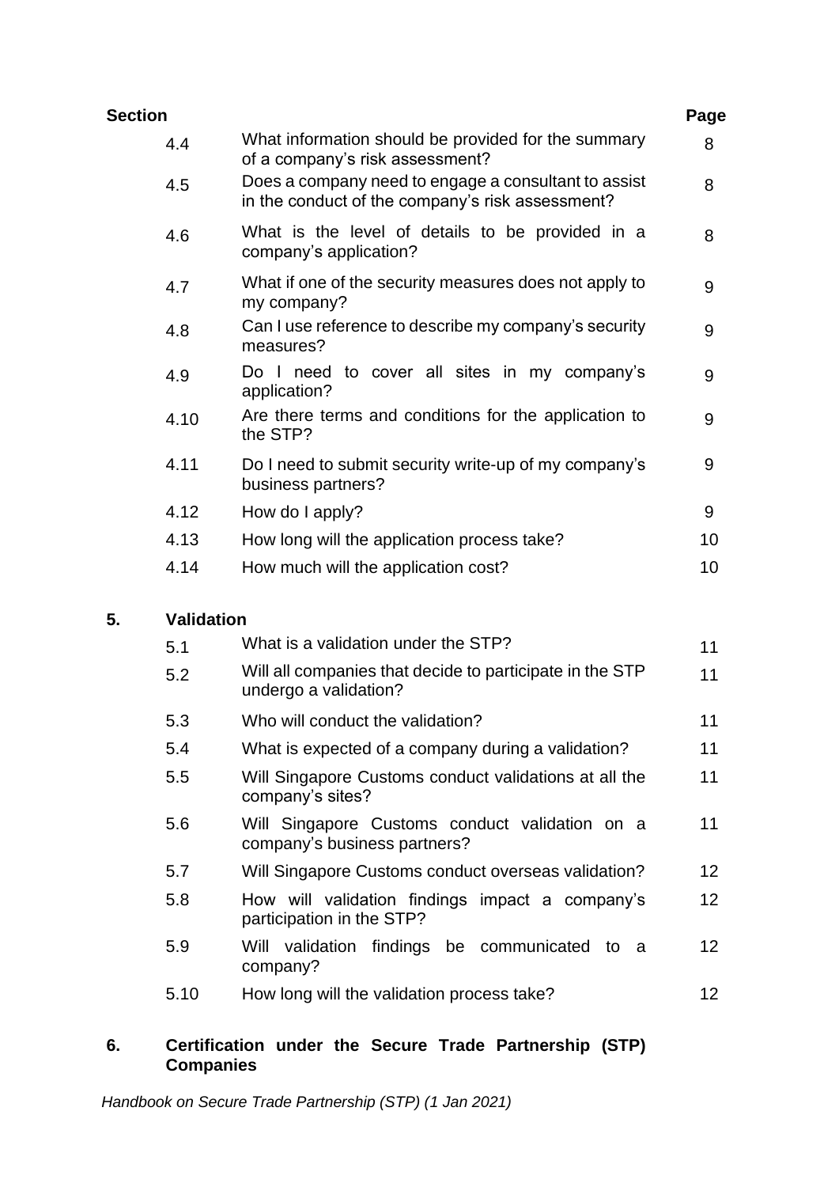| Section | | | Page |
|---|---|---|---|
| | 4.4 | What information should be provided for the summary of a company's risk assessment? | 8 |
| | 4.5 | Does a company need to engage a consultant to assist in the conduct of the company's risk assessment? | 8 |
| | 4.6 | What is the level of details to be provided in a company's application? | 8 |
| | 4.7 | What if one of the security measures does not apply to my company? | 9 |
| | 4.8 | Can I use reference to describe my company's security measures? | 9 |
| | 4.9 | Do I need to cover all sites in my company's application? | 9 |
| | 4.10 | Are there terms and conditions for the application to the STP? | 9 |
| | 4.11 | Do I need to submit security write-up of my company's business partners? | 9 |
| | 4.12 | How do I apply? | 9 |
| | 4.13 | How long will the application process take? | 10 |
| | 4.14 | How much will the application cost? | 10 |
| **5.** | **Validation** | | |
| | 5.1 | What is a validation under the STP? | 11 |
| | 5.2 | Will all companies that decide to participate in the STP undergo a validation? | 11 |
| | 5.3 | Who will conduct the validation? | 11 |
| | 5.4 | What is expected of a company during a validation? | 11 |
| | 5.5 | Will Singapore Customs conduct validations at all the company's sites? | 11 |
| | 5.6 | Will Singapore Customs conduct validation on a company's business partners? | 11 |
| | 5.7 | Will Singapore Customs conduct overseas validation? | 12 |
| | 5.8 | How will validation findings impact a company's participation in the STP? | 12 |
| | 5.9 | Will validation findings be communicated to a company? | 12 |
| | 5.10 | How long will the validation process take? | 12 |
| **6.** | **Certification under the Secure Trade Partnership (STP) Companies** | | |

*Handbook on Secure Trade Partnership (STP) (1 Jan 2021)*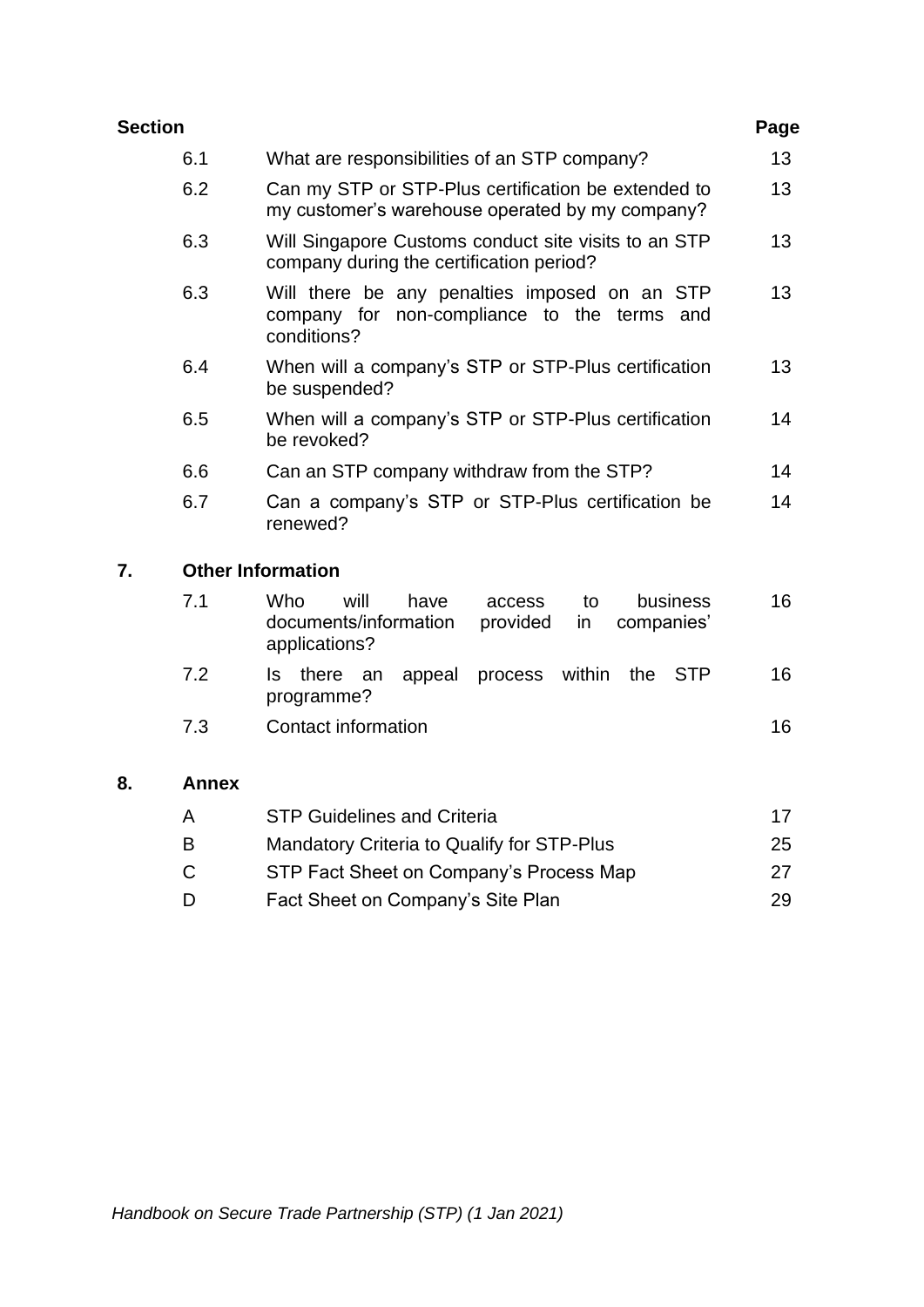| Section | | | Page |
|---|---|---|---|
| | 6.1 | What are responsibilities of an STP company? | 13 |
| | 6.2 | Can my STP or STP-Plus certification be extended to my customer's warehouse operated by my company? | 13 |
| | 6.3 | Will Singapore Customs conduct site visits to an STP company during the certification period? | 13 |
| | 6.3 | Will there be any penalties imposed on an STP company for non-compliance to the terms and conditions? | 13 |
| | 6.4 | When will a company's STP or STP-Plus certification be suspended? | 13 |
| | 6.5 | When will a company's STP or STP-Plus certification be revoked? | 14 |
| | 6.6 | Can an STP company withdraw from the STP? | 14 |
| | 6.7 | Can a company's STP or STP-Plus certification be renewed? | 14 |
| **7.** | **Other Information** | | |
| | 7.1 | Who will have access to business documents/information provided in companies' applications? | 16 |
| | 7.2 | Is there an appeal process within the STP programme? | 16 |
| | 7.3 | Contact information | 16 |
| **8.** | **Annex** | | |
| | A | STP Guidelines and Criteria | 17 |
| | B | Mandatory Criteria to Qualify for STP-Plus | 25 |
| | C | STP Fact Sheet on Company's Process Map | 27 |
| | D | Fact Sheet on Company's Site Plan | 29 |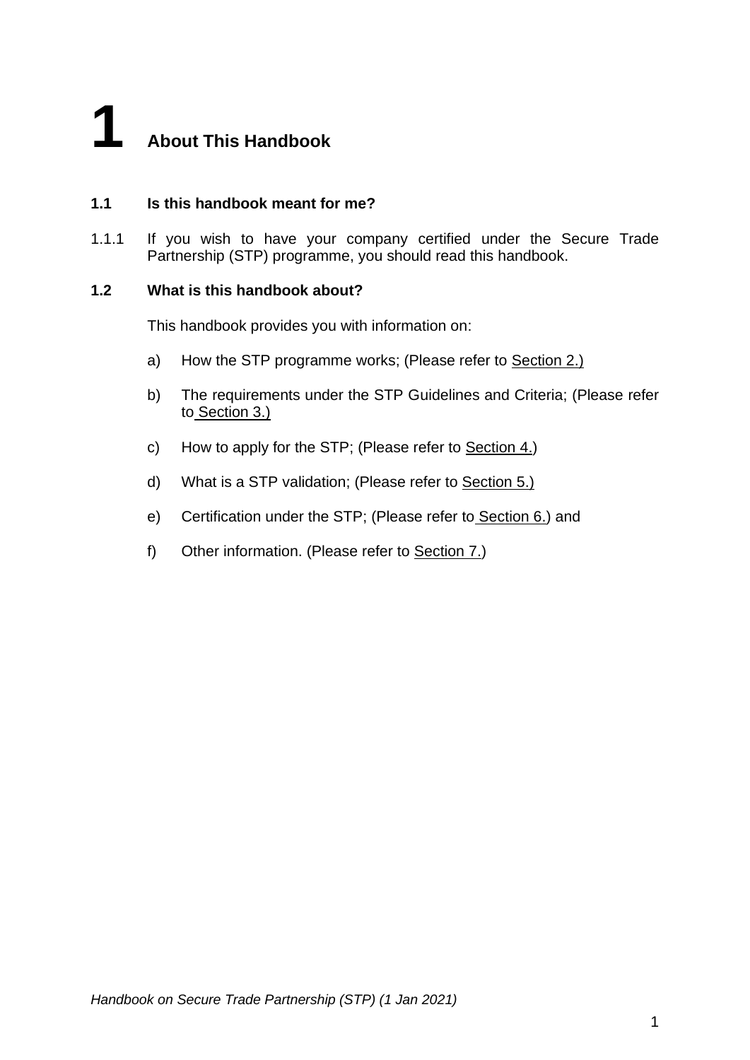# 1 About This Handbook

## 1.1 Is this handbook meant for me?

1.1.1 If you wish to have your company certified under the Secure Trade Partnership (STP) programme, you should read this handbook.

## 1.2 What is this handbook about?

This handbook provides you with information on:

a) How the STP programme works; (Please refer to Section 2.)

b) The requirements under the STP Guidelines and Criteria; (Please refer to Section 3.)

c) How to apply for the STP; (Please refer to Section 4.)

d) What is a STP validation; (Please refer to Section 5.)

e) Certification under the STP; (Please refer to Section 6.) and

f) Other information. (Please refer to Section 7.)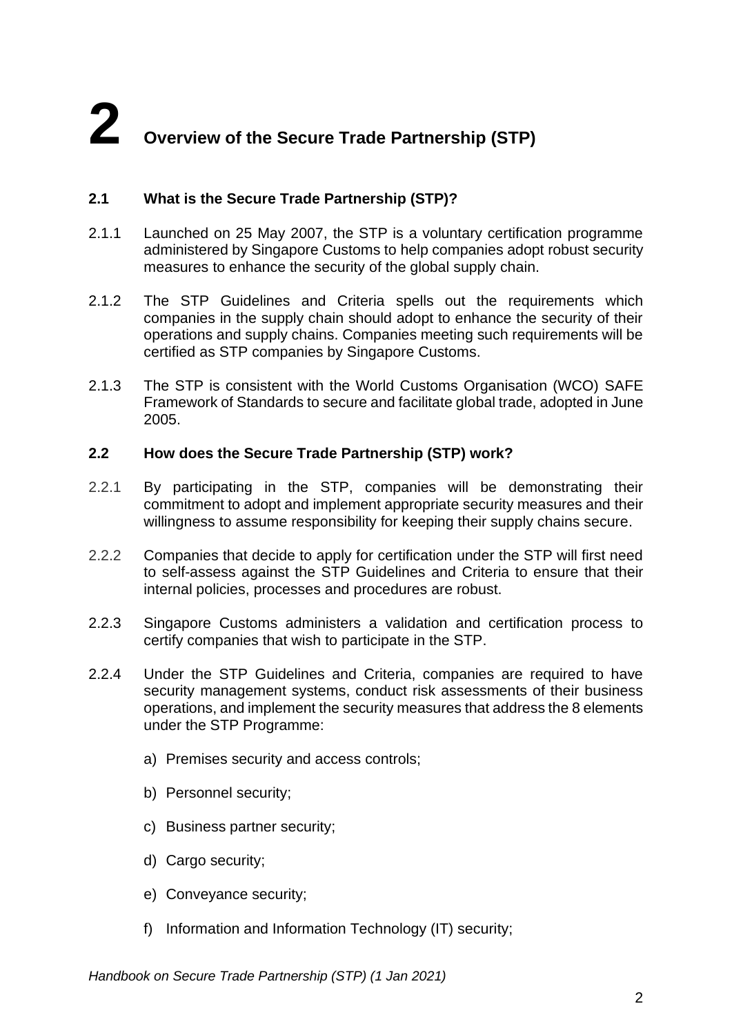# 2 Overview of the Secure Trade Partnership (STP)

## 2.1 What is the Secure Trade Partnership (STP)?

2.1.1 Launched on 25 May 2007, the STP is a voluntary certification programme administered by Singapore Customs to help companies adopt robust security measures to enhance the security of the global supply chain.

2.1.2 The STP Guidelines and Criteria spells out the requirements which companies in the supply chain should adopt to enhance the security of their operations and supply chains. Companies meeting such requirements will be certified as STP companies by Singapore Customs.

2.1.3 The STP is consistent with the World Customs Organisation (WCO) SAFE Framework of Standards to secure and facilitate global trade, adopted in June 2005.

## 2.2 How does the Secure Trade Partnership (STP) work?

2.2.1 By participating in the STP, companies will be demonstrating their commitment to adopt and implement appropriate security measures and their willingness to assume responsibility for keeping their supply chains secure.

2.2.2 Companies that decide to apply for certification under the STP will first need to self-assess against the STP Guidelines and Criteria to ensure that their internal policies, processes and procedures are robust.

2.2.3 Singapore Customs administers a validation and certification process to certify companies that wish to participate in the STP.

2.2.4 Under the STP Guidelines and Criteria, companies are required to have security management systems, conduct risk assessments of their business operations, and implement the security measures that address the 8 elements under the STP Programme:

a) Premises security and access controls;

b) Personnel security;

c) Business partner security;

d) Cargo security;

e) Conveyance security;

f) Information and Information Technology (IT) security;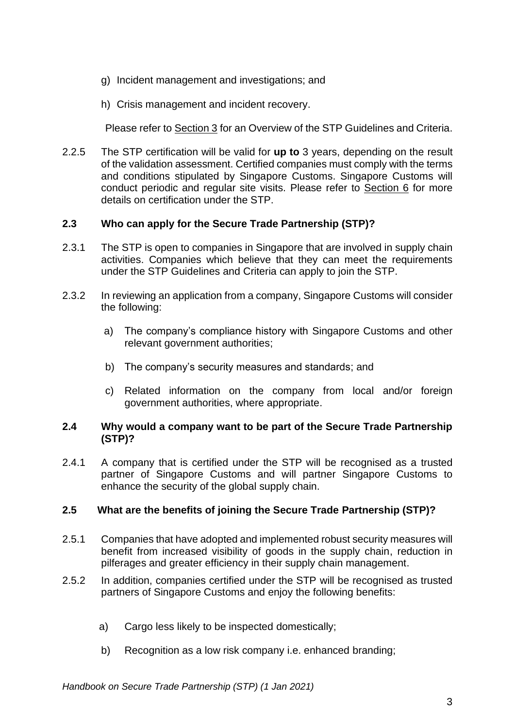g) Incident management and investigations; and

h) Crisis management and incident recovery.

Please refer to Section 3 for an Overview of the STP Guidelines and Criteria.

2.2.5 The STP certification will be valid for **up to** 3 years, depending on the result of the validation assessment. Certified companies must comply with the terms and conditions stipulated by Singapore Customs. Singapore Customs will conduct periodic and regular site visits. Please refer to Section 6 for more details on certification under the STP.

### 2.3 Who can apply for the Secure Trade Partnership (STP)?

2.3.1 The STP is open to companies in Singapore that are involved in supply chain activities. Companies which believe that they can meet the requirements under the STP Guidelines and Criteria can apply to join the STP.

2.3.2 In reviewing an application from a company, Singapore Customs will consider the following:

a) The company's compliance history with Singapore Customs and other relevant government authorities;

b) The company's security measures and standards; and

c) Related information on the company from local and/or foreign government authorities, where appropriate.

### 2.4 Why would a company want to be part of the Secure Trade Partnership (STP)?

2.4.1 A company that is certified under the STP will be recognised as a trusted partner of Singapore Customs and will partner Singapore Customs to enhance the security of the global supply chain.

### 2.5 What are the benefits of joining the Secure Trade Partnership (STP)?

2.5.1 Companies that have adopted and implemented robust security measures will benefit from increased visibility of goods in the supply chain, reduction in pilferages and greater efficiency in their supply chain management.

2.5.2 In addition, companies certified under the STP will be recognised as trusted partners of Singapore Customs and enjoy the following benefits:

a) Cargo less likely to be inspected domestically;

b) Recognition as a low risk company i.e. enhanced branding;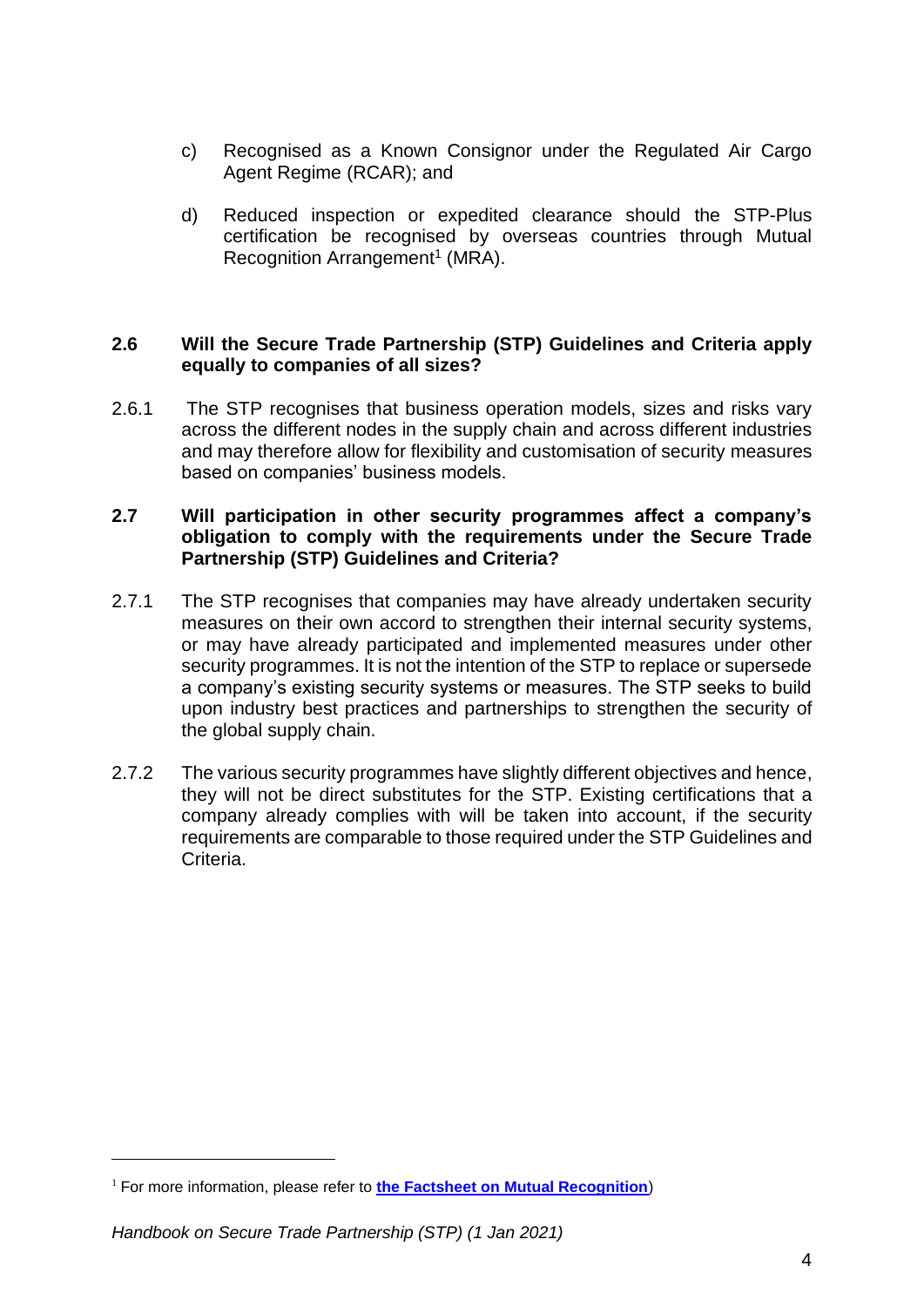c) Recognised as a Known Consignor under the Regulated Air Cargo Agent Regime (RCAR); and

d) Reduced inspection or expedited clearance should the STP-Plus certification be recognised by overseas countries through Mutual Recognition Arrangement[1] (MRA).

**2.6 Will the Secure Trade Partnership (STP) Guidelines and Criteria apply equally to companies of all sizes?**

2.6.1 The STP recognises that business operation models, sizes and risks vary across the different nodes in the supply chain and across different industries and may therefore allow for flexibility and customisation of security measures based on companies' business models.

**2.7 Will participation in other security programmes affect a company's obligation to comply with the requirements under the Secure Trade Partnership (STP) Guidelines and Criteria?**

2.7.1 The STP recognises that companies may have already undertaken security measures on their own accord to strengthen their internal security systems, or may have already participated and implemented measures under other security programmes. It is not the intention of the STP to replace or supersede a company's existing security systems or measures. The STP seeks to build upon industry best practices and partnerships to strengthen the security of the global supply chain.

2.7.2 The various security programmes have slightly different objectives and hence, they will not be direct substitutes for the STP. Existing certifications that a company already complies with will be taken into account, if the security requirements are comparable to those required under the STP Guidelines and Criteria.

---

[1] For more information, please refer to **the Factsheet on Mutual Recognition**)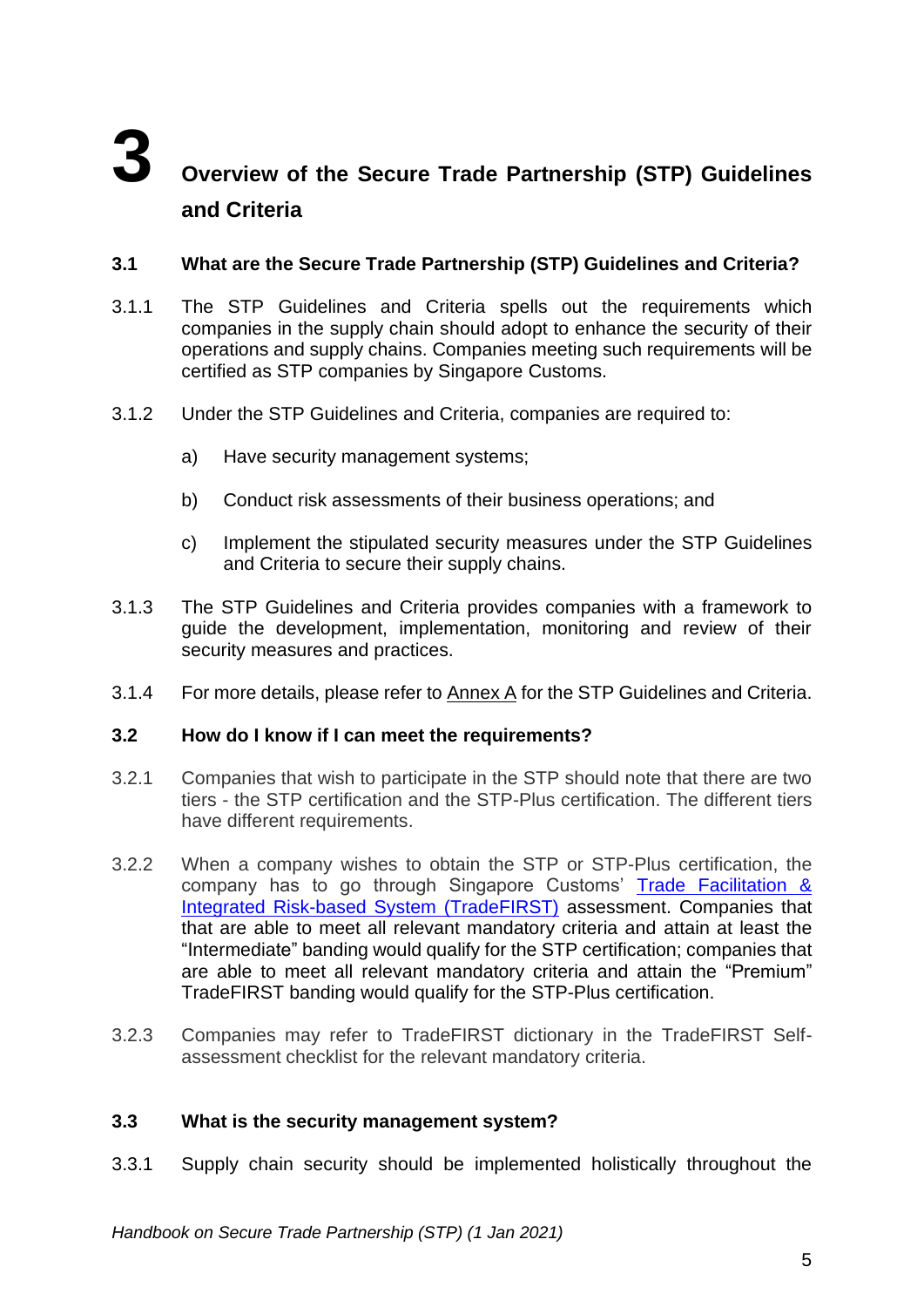# 3 Overview of the Secure Trade Partnership (STP) Guidelines and Criteria

## 3.1 What are the Secure Trade Partnership (STP) Guidelines and Criteria?

3.1.1 The STP Guidelines and Criteria spells out the requirements which companies in the supply chain should adopt to enhance the security of their operations and supply chains. Companies meeting such requirements will be certified as STP companies by Singapore Customs.

3.1.2 Under the STP Guidelines and Criteria, companies are required to:

a) Have security management systems;

b) Conduct risk assessments of their business operations; and

c) Implement the stipulated security measures under the STP Guidelines and Criteria to secure their supply chains.

3.1.3 The STP Guidelines and Criteria provides companies with a framework to guide the development, implementation, monitoring and review of their security measures and practices.

3.1.4 For more details, please refer to Annex A for the STP Guidelines and Criteria.

## 3.2 How do I know if I can meet the requirements?

3.2.1 Companies that wish to participate in the STP should note that there are two tiers - the STP certification and the STP-Plus certification. The different tiers have different requirements.

3.2.2 When a company wishes to obtain the STP or STP-Plus certification, the company has to go through Singapore Customs' Trade Facilitation & Integrated Risk-based System (TradeFIRST) assessment. Companies that that are able to meet all relevant mandatory criteria and attain at least the "Intermediate" banding would qualify for the STP certification; companies that are able to meet all relevant mandatory criteria and attain the "Premium" TradeFIRST banding would qualify for the STP-Plus certification.

3.2.3 Companies may refer to TradeFIRST dictionary in the TradeFIRST Self-assessment checklist for the relevant mandatory criteria.

## 3.3 What is the security management system?

3.3.1 Supply chain security should be implemented holistically throughout the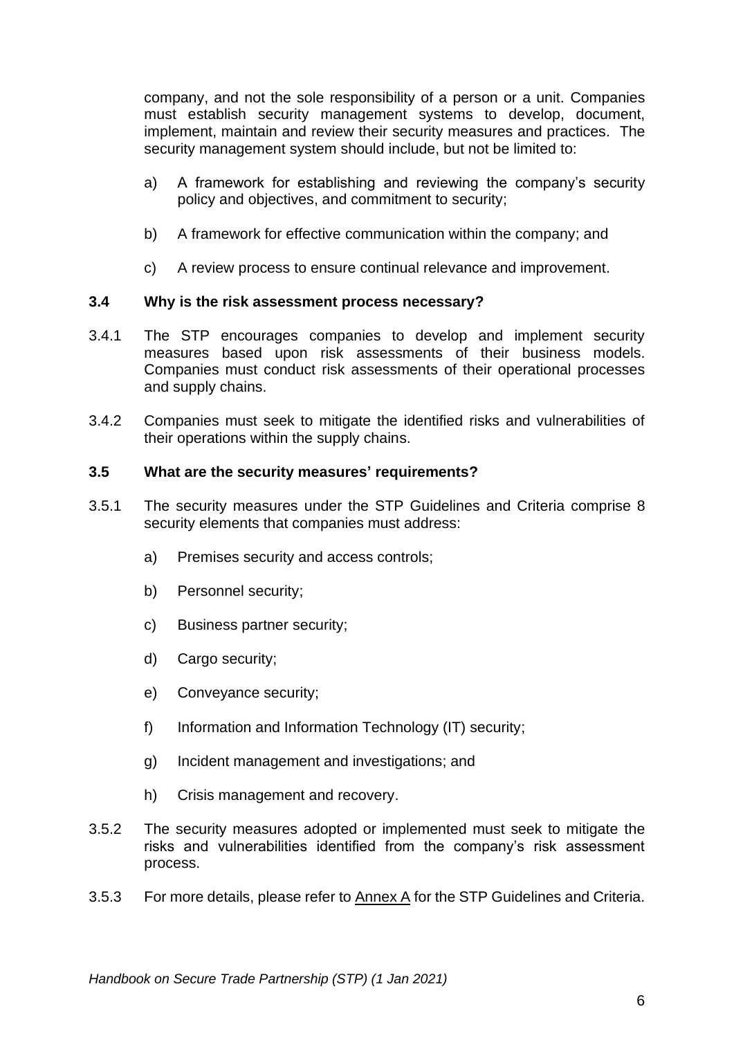company, and not the sole responsibility of a person or a unit. Companies must establish security management systems to develop, document, implement, maintain and review their security measures and practices. The security management system should include, but not be limited to:

a) A framework for establishing and reviewing the company's security policy and objectives, and commitment to security;

b) A framework for effective communication within the company; and

c) A review process to ensure continual relevance and improvement.

### 3.4 Why is the risk assessment process necessary?

3.4.1 The STP encourages companies to develop and implement security measures based upon risk assessments of their business models. Companies must conduct risk assessments of their operational processes and supply chains.

3.4.2 Companies must seek to mitigate the identified risks and vulnerabilities of their operations within the supply chains.

### 3.5 What are the security measures' requirements?

3.5.1 The security measures under the STP Guidelines and Criteria comprise 8 security elements that companies must address:

a) Premises security and access controls;

b) Personnel security;

c) Business partner security;

d) Cargo security;

e) Conveyance security;

f) Information and Information Technology (IT) security;

g) Incident management and investigations; and

h) Crisis management and recovery.

3.5.2 The security measures adopted or implemented must seek to mitigate the risks and vulnerabilities identified from the company's risk assessment process.

3.5.3 For more details, please refer to Annex A for the STP Guidelines and Criteria.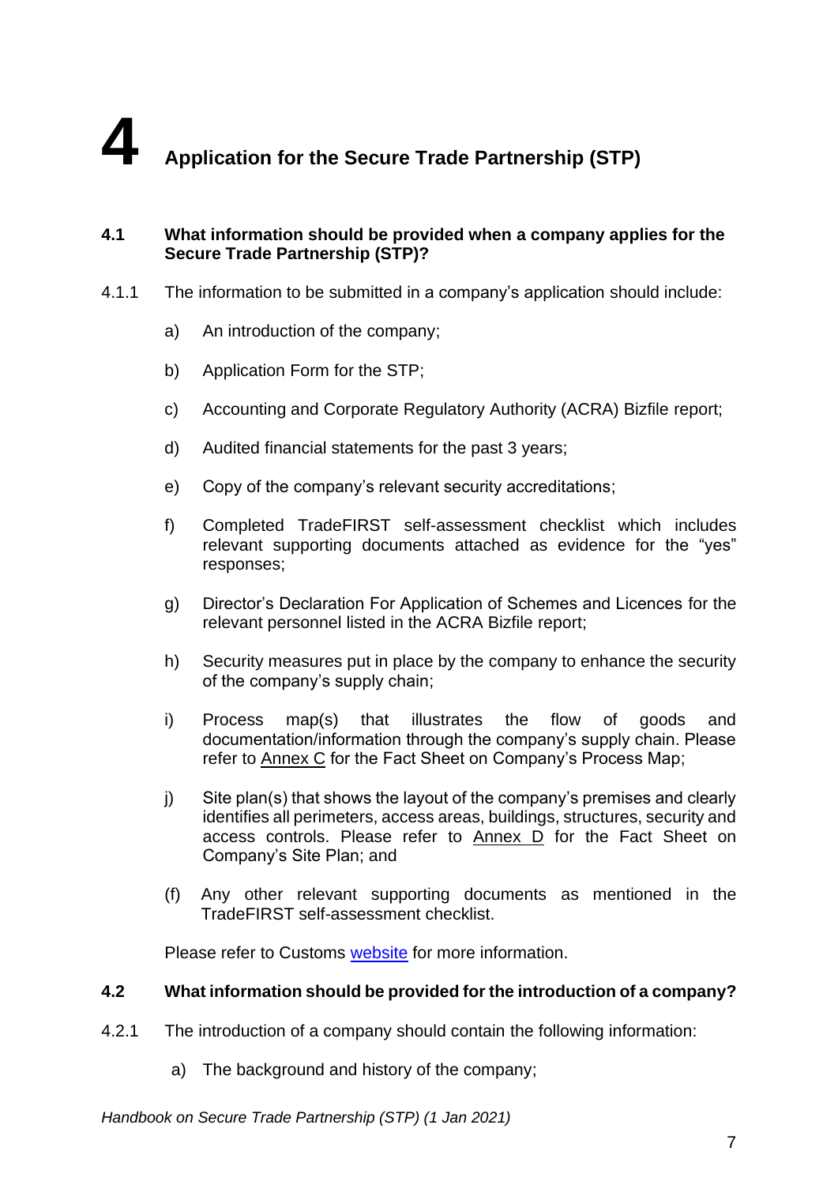# 4 Application for the Secure Trade Partnership (STP)

**4.1 What information should be provided when a company applies for the Secure Trade Partnership (STP)?**

4.1.1 The information to be submitted in a company's application should include:

a) An introduction of the company;

b) Application Form for the STP;

c) Accounting and Corporate Regulatory Authority (ACRA) Bizfile report;

d) Audited financial statements for the past 3 years;

e) Copy of the company's relevant security accreditations;

f) Completed TradeFIRST self-assessment checklist which includes relevant supporting documents attached as evidence for the "yes" responses;

g) Director's Declaration For Application of Schemes and Licences for the relevant personnel listed in the ACRA Bizfile report;

h) Security measures put in place by the company to enhance the security of the company's supply chain;

i) Process map(s) that illustrates the flow of goods and documentation/information through the company's supply chain. Please refer to Annex C for the Fact Sheet on Company's Process Map;

j) Site plan(s) that shows the layout of the company's premises and clearly identifies all perimeters, access areas, buildings, structures, security and access controls. Please refer to Annex D for the Fact Sheet on Company's Site Plan; and

(f) Any other relevant supporting documents as mentioned in the TradeFIRST self-assessment checklist.

Please refer to Customs website for more information.

**4.2 What information should be provided for the introduction of a company?**

4.2.1 The introduction of a company should contain the following information:

a) The background and history of the company;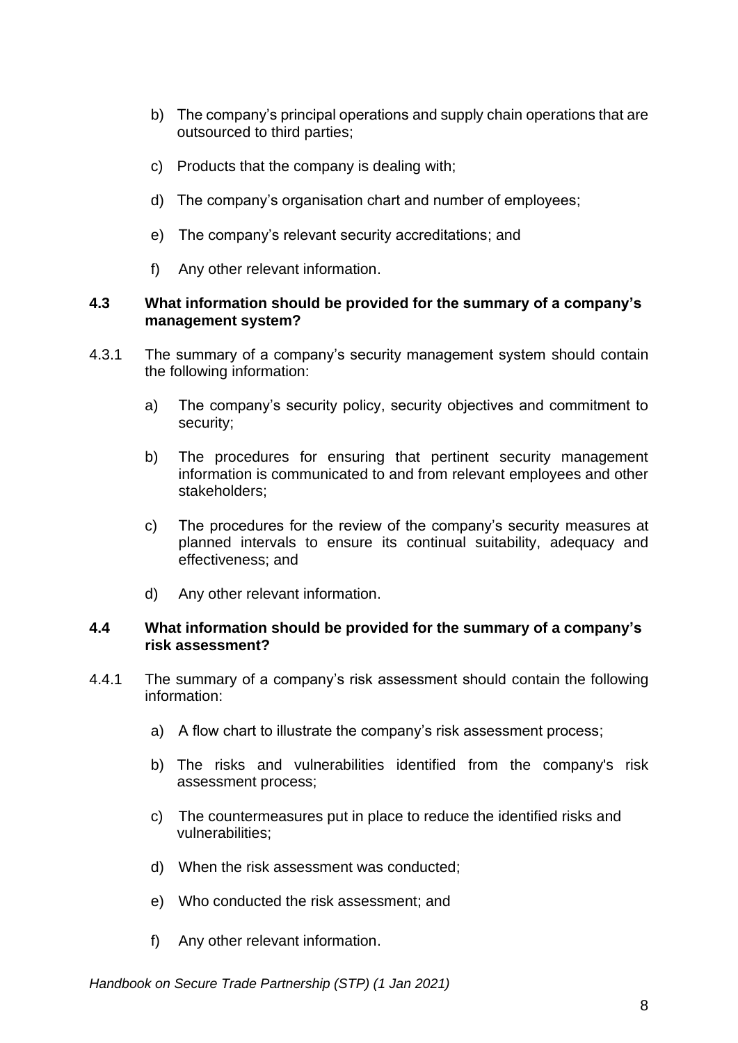b) The company's principal operations and supply chain operations that are outsourced to third parties;

c) Products that the company is dealing with;

d) The company's organisation chart and number of employees;

e) The company's relevant security accreditations; and

f) Any other relevant information.

### 4.3 What information should be provided for the summary of a company's management system?

4.3.1 The summary of a company's security management system should contain the following information:

a) The company's security policy, security objectives and commitment to security;

b) The procedures for ensuring that pertinent security management information is communicated to and from relevant employees and other stakeholders;

c) The procedures for the review of the company's security measures at planned intervals to ensure its continual suitability, adequacy and effectiveness; and

d) Any other relevant information.

### 4.4 What information should be provided for the summary of a company's risk assessment?

4.4.1 The summary of a company's risk assessment should contain the following information:

a) A flow chart to illustrate the company's risk assessment process;

b) The risks and vulnerabilities identified from the company's risk assessment process;

c) The countermeasures put in place to reduce the identified risks and vulnerabilities;

d) When the risk assessment was conducted;

e) Who conducted the risk assessment; and

f) Any other relevant information.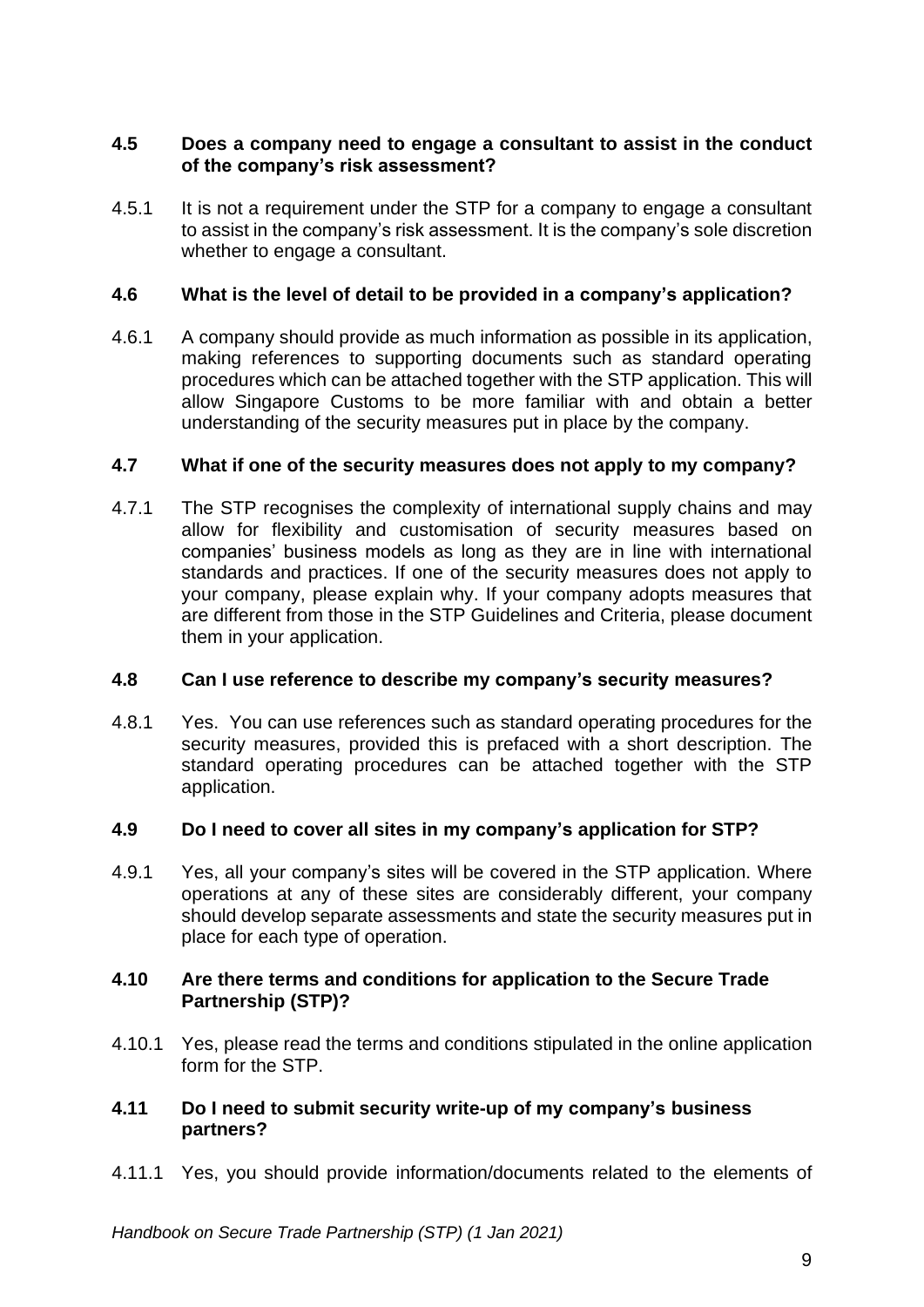### 4.5 Does a company need to engage a consultant to assist in the conduct of the company's risk assessment?

4.5.1 It is not a requirement under the STP for a company to engage a consultant to assist in the company's risk assessment. It is the company's sole discretion whether to engage a consultant.

### 4.6 What is the level of detail to be provided in a company's application?

4.6.1 A company should provide as much information as possible in its application, making references to supporting documents such as standard operating procedures which can be attached together with the STP application. This will allow Singapore Customs to be more familiar with and obtain a better understanding of the security measures put in place by the company.

### 4.7 What if one of the security measures does not apply to my company?

4.7.1 The STP recognises the complexity of international supply chains and may allow for flexibility and customisation of security measures based on companies' business models as long as they are in line with international standards and practices. If one of the security measures does not apply to your company, please explain why. If your company adopts measures that are different from those in the STP Guidelines and Criteria, please document them in your application.

### 4.8 Can I use reference to describe my company's security measures?

4.8.1 Yes. You can use references such as standard operating procedures for the security measures, provided this is prefaced with a short description. The standard operating procedures can be attached together with the STP application.

### 4.9 Do I need to cover all sites in my company's application for STP?

4.9.1 Yes, all your company's sites will be covered in the STP application. Where operations at any of these sites are considerably different, your company should develop separate assessments and state the security measures put in place for each type of operation.

### 4.10 Are there terms and conditions for application to the Secure Trade Partnership (STP)?

4.10.1 Yes, please read the terms and conditions stipulated in the online application form for the STP.

### 4.11 Do I need to submit security write-up of my company's business partners?

4.11.1 Yes, you should provide information/documents related to the elements of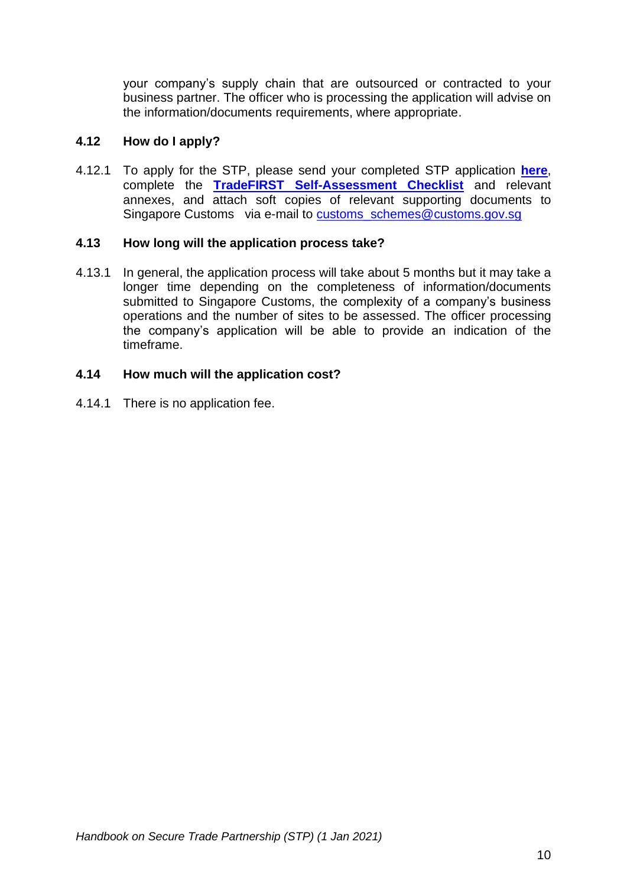your company's supply chain that are outsourced or contracted to your business partner. The officer who is processing the application will advise on the information/documents requirements, where appropriate.

### 4.12 How do I apply?

4.12.1 To apply for the STP, please send your completed STP application **here**, complete the **TradeFIRST Self-Assessment Checklist** and relevant annexes, and attach soft copies of relevant supporting documents to Singapore Customs via e-mail to customs_schemes@customs.gov.sg

### 4.13 How long will the application process take?

4.13.1 In general, the application process will take about 5 months but it may take a longer time depending on the completeness of information/documents submitted to Singapore Customs, the complexity of a company's business operations and the number of sites to be assessed. The officer processing the company's application will be able to provide an indication of the timeframe.

### 4.14 How much will the application cost?

4.14.1 There is no application fee.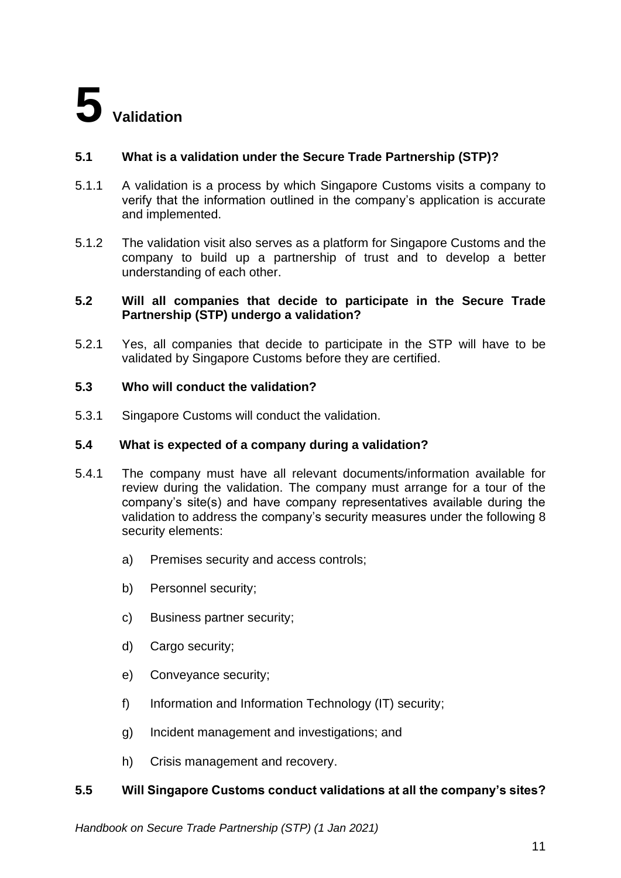# 5 Validation

### 5.1 What is a validation under the Secure Trade Partnership (STP)?

5.1.1 A validation is a process by which Singapore Customs visits a company to verify that the information outlined in the company's application is accurate and implemented.

5.1.2 The validation visit also serves as a platform for Singapore Customs and the company to build up a partnership of trust and to develop a better understanding of each other.

### 5.2 Will all companies that decide to participate in the Secure Trade Partnership (STP) undergo a validation?

5.2.1 Yes, all companies that decide to participate in the STP will have to be validated by Singapore Customs before they are certified.

### 5.3 Who will conduct the validation?

5.3.1 Singapore Customs will conduct the validation.

### 5.4 What is expected of a company during a validation?

5.4.1 The company must have all relevant documents/information available for review during the validation. The company must arrange for a tour of the company's site(s) and have company representatives available during the validation to address the company's security measures under the following 8 security elements:

a) Premises security and access controls;

b) Personnel security;

c) Business partner security;

d) Cargo security;

e) Conveyance security;

f) Information and Information Technology (IT) security;

g) Incident management and investigations; and

h) Crisis management and recovery.

### 5.5 Will Singapore Customs conduct validations at all the company's sites?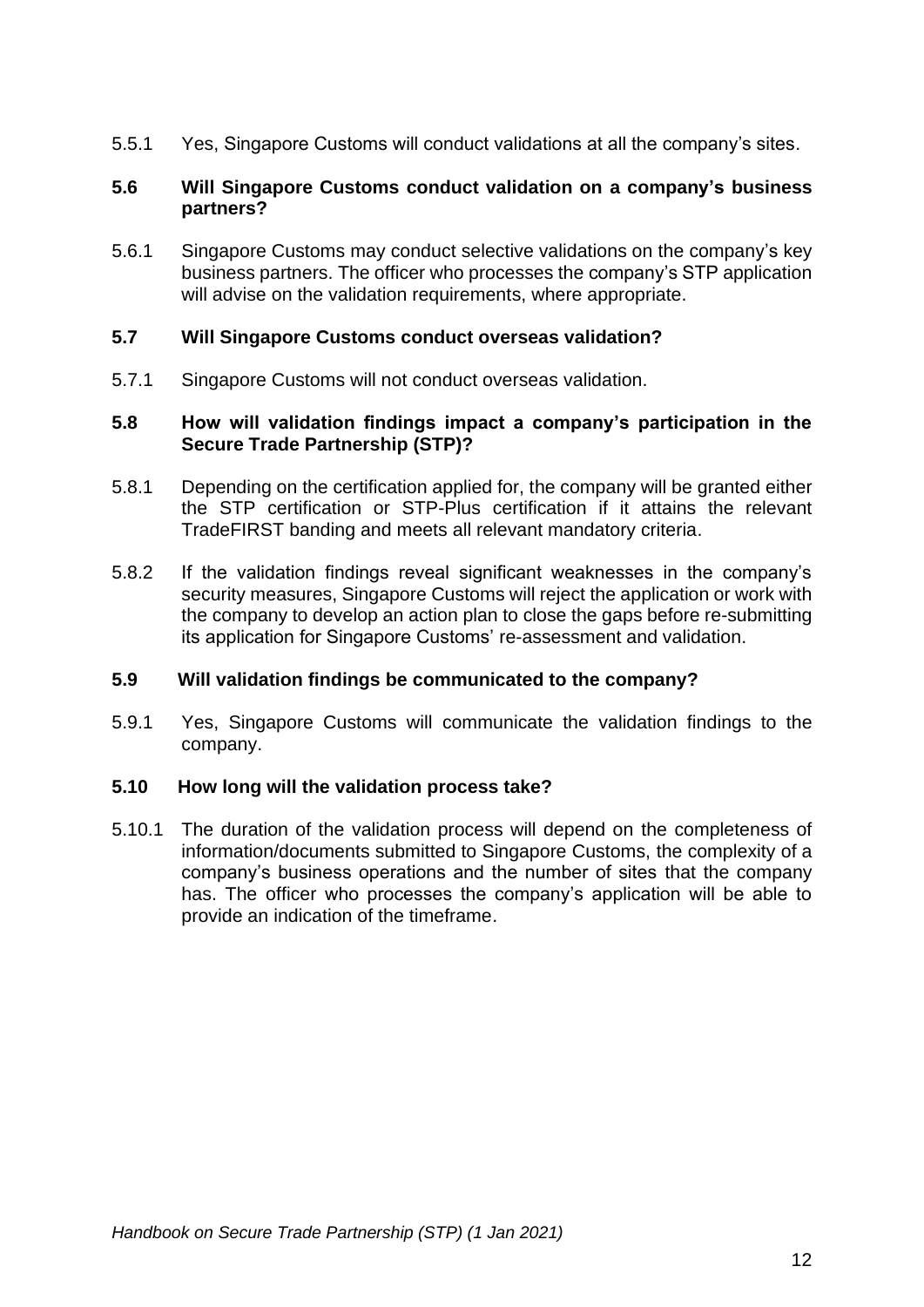5.5.1 Yes, Singapore Customs will conduct validations at all the company's sites.

**5.6 Will Singapore Customs conduct validation on a company's business partners?**

5.6.1 Singapore Customs may conduct selective validations on the company's key business partners. The officer who processes the company's STP application will advise on the validation requirements, where appropriate.

**5.7 Will Singapore Customs conduct overseas validation?**

5.7.1 Singapore Customs will not conduct overseas validation.

**5.8 How will validation findings impact a company's participation in the Secure Trade Partnership (STP)?**

5.8.1 Depending on the certification applied for, the company will be granted either the STP certification or STP-Plus certification if it attains the relevant TradeFIRST banding and meets all relevant mandatory criteria.

5.8.2 If the validation findings reveal significant weaknesses in the company's security measures, Singapore Customs will reject the application or work with the company to develop an action plan to close the gaps before re-submitting its application for Singapore Customs' re-assessment and validation.

**5.9 Will validation findings be communicated to the company?**

5.9.1 Yes, Singapore Customs will communicate the validation findings to the company.

**5.10 How long will the validation process take?**

5.10.1 The duration of the validation process will depend on the completeness of information/documents submitted to Singapore Customs, the complexity of a company's business operations and the number of sites that the company has. The officer who processes the company's application will be able to provide an indication of the timeframe.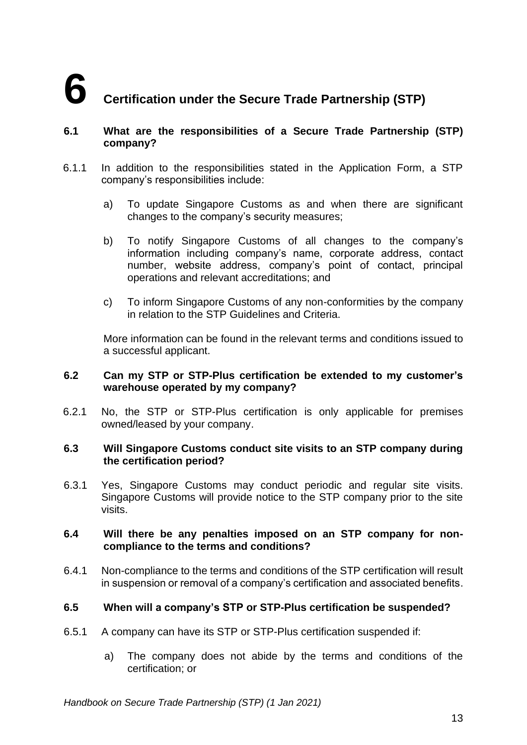# 6 Certification under the Secure Trade Partnership (STP)

### 6.1 What are the responsibilities of a Secure Trade Partnership (STP) company?

6.1.1 In addition to the responsibilities stated in the Application Form, a STP company's responsibilities include:

a) To update Singapore Customs as and when there are significant changes to the company's security measures;

b) To notify Singapore Customs of all changes to the company's information including company's name, corporate address, contact number, website address, company's point of contact, principal operations and relevant accreditations; and

c) To inform Singapore Customs of any non-conformities by the company in relation to the STP Guidelines and Criteria.

More information can be found in the relevant terms and conditions issued to a successful applicant.

### 6.2 Can my STP or STP-Plus certification be extended to my customer's warehouse operated by my company?

6.2.1 No, the STP or STP-Plus certification is only applicable for premises owned/leased by your company.

### 6.3 Will Singapore Customs conduct site visits to an STP company during the certification period?

6.3.1 Yes, Singapore Customs may conduct periodic and regular site visits. Singapore Customs will provide notice to the STP company prior to the site visits.

### 6.4 Will there be any penalties imposed on an STP company for non-compliance to the terms and conditions?

6.4.1 Non-compliance to the terms and conditions of the STP certification will result in suspension or removal of a company's certification and associated benefits.

### 6.5 When will a company's STP or STP-Plus certification be suspended?

6.5.1 A company can have its STP or STP-Plus certification suspended if:

a) The company does not abide by the terms and conditions of the certification; or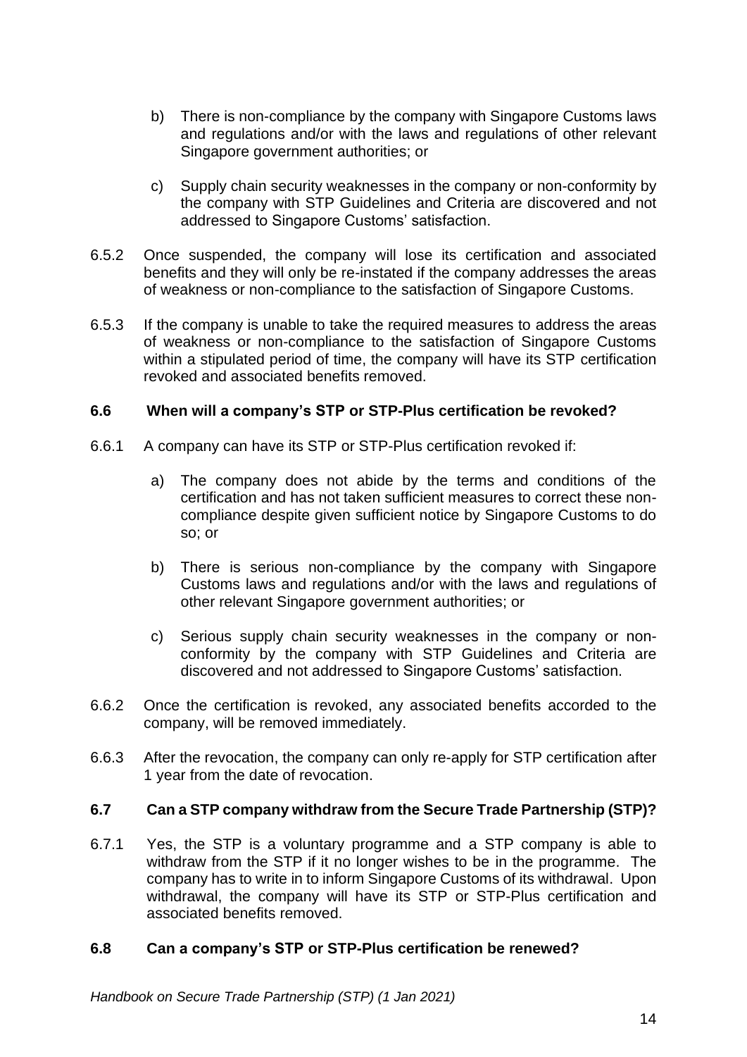b) There is non-compliance by the company with Singapore Customs laws and regulations and/or with the laws and regulations of other relevant Singapore government authorities; or

c) Supply chain security weaknesses in the company or non-conformity by the company with STP Guidelines and Criteria are discovered and not addressed to Singapore Customs' satisfaction.

6.5.2 Once suspended, the company will lose its certification and associated benefits and they will only be re-instated if the company addresses the areas of weakness or non-compliance to the satisfaction of Singapore Customs.

6.5.3 If the company is unable to take the required measures to address the areas of weakness or non-compliance to the satisfaction of Singapore Customs within a stipulated period of time, the company will have its STP certification revoked and associated benefits removed.

### 6.6 When will a company's STP or STP-Plus certification be revoked?

6.6.1 A company can have its STP or STP-Plus certification revoked if:

a) The company does not abide by the terms and conditions of the certification and has not taken sufficient measures to correct these non-compliance despite given sufficient notice by Singapore Customs to do so; or

b) There is serious non-compliance by the company with Singapore Customs laws and regulations and/or with the laws and regulations of other relevant Singapore government authorities; or

c) Serious supply chain security weaknesses in the company or non-conformity by the company with STP Guidelines and Criteria are discovered and not addressed to Singapore Customs' satisfaction.

6.6.2 Once the certification is revoked, any associated benefits accorded to the company, will be removed immediately.

6.6.3 After the revocation, the company can only re-apply for STP certification after 1 year from the date of revocation.

### 6.7 Can a STP company withdraw from the Secure Trade Partnership (STP)?

6.7.1 Yes, the STP is a voluntary programme and a STP company is able to withdraw from the STP if it no longer wishes to be in the programme. The company has to write in to inform Singapore Customs of its withdrawal. Upon withdrawal, the company will have its STP or STP-Plus certification and associated benefits removed.

### 6.8 Can a company's STP or STP-Plus certification be renewed?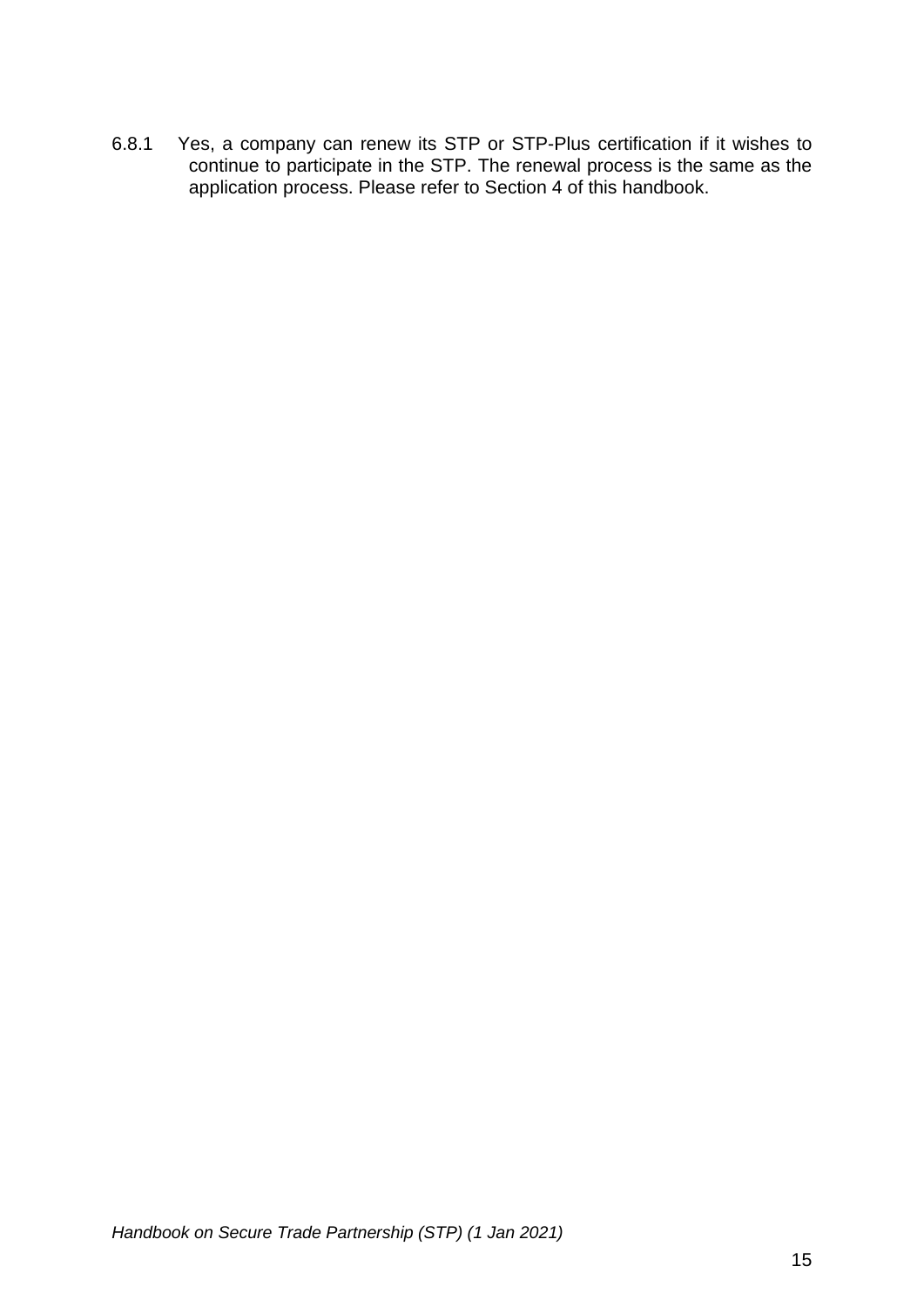6.8.1 Yes, a company can renew its STP or STP-Plus certification if it wishes to continue to participate in the STP. The renewal process is the same as the application process. Please refer to Section 4 of this handbook.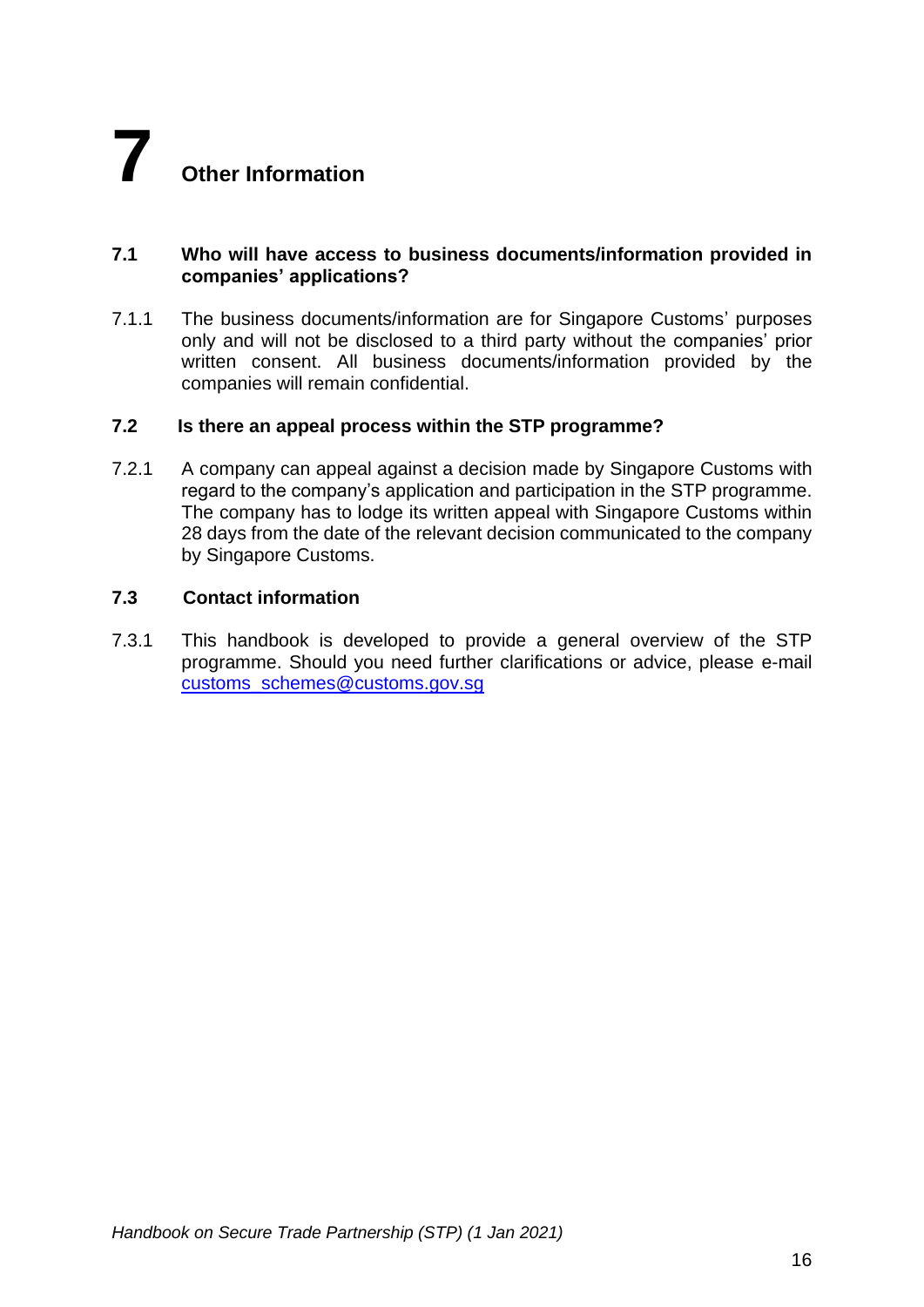# 7 Other Information

### 7.1 Who will have access to business documents/information provided in companies' applications?

7.1.1 The business documents/information are for Singapore Customs' purposes only and will not be disclosed to a third party without the companies' prior written consent. All business documents/information provided by the companies will remain confidential.

### 7.2 Is there an appeal process within the STP programme?

7.2.1 A company can appeal against a decision made by Singapore Customs with regard to the company's application and participation in the STP programme. The company has to lodge its written appeal with Singapore Customs within 28 days from the date of the relevant decision communicated to the company by Singapore Customs.

### 7.3 Contact information

7.3.1 This handbook is developed to provide a general overview of the STP programme. Should you need further clarifications or advice, please e-mail customs_schemes@customs.gov.sg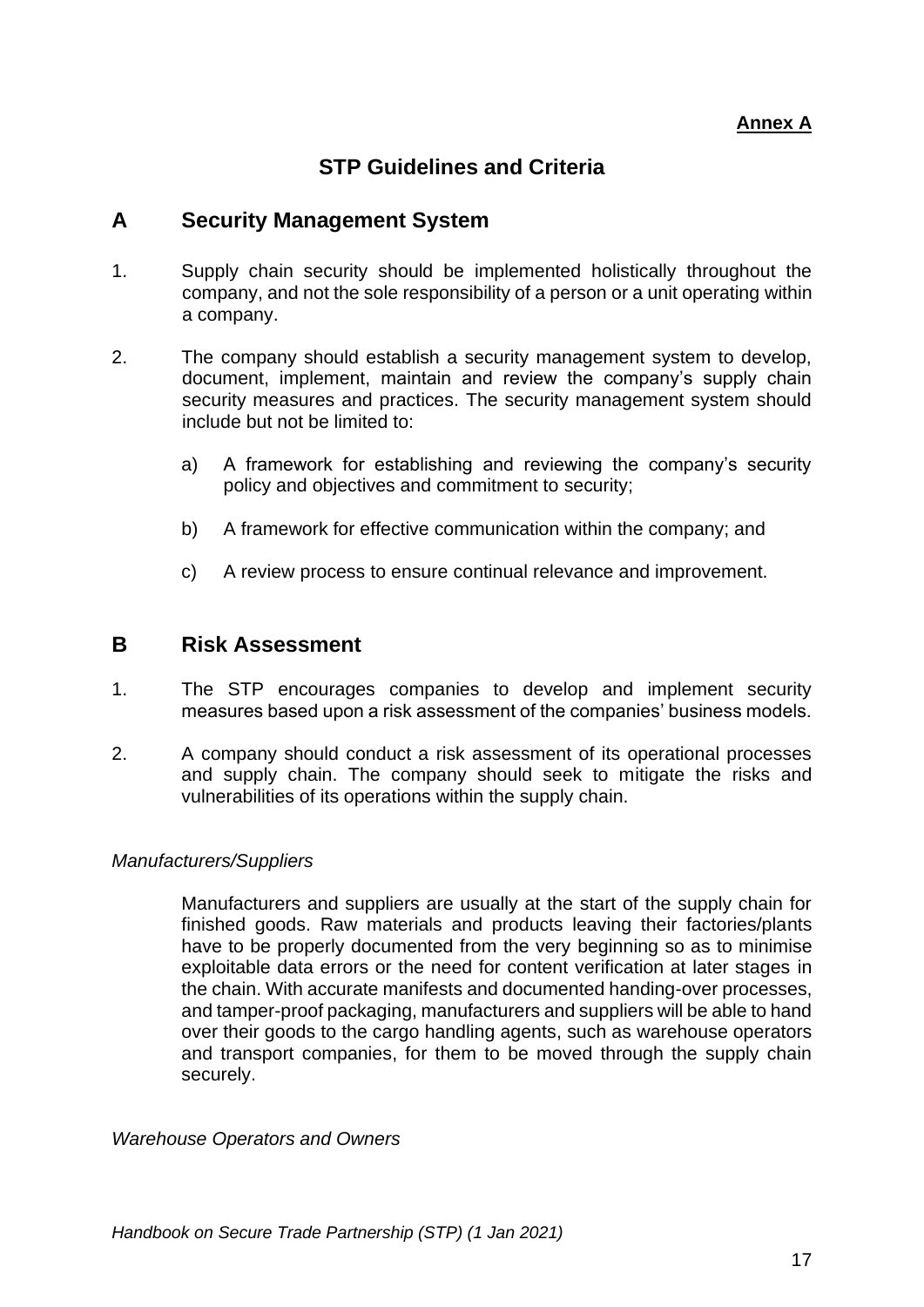**Annex A**

# STP Guidelines and Criteria

## A Security Management System

1. Supply chain security should be implemented holistically throughout the company, and not the sole responsibility of a person or a unit operating within a company.

2. The company should establish a security management system to develop, document, implement, maintain and review the company's supply chain security measures and practices. The security management system should include but not be limited to:

   a) A framework for establishing and reviewing the company's security policy and objectives and commitment to security;

   b) A framework for effective communication within the company; and

   c) A review process to ensure continual relevance and improvement.

## B Risk Assessment

1. The STP encourages companies to develop and implement security measures based upon a risk assessment of the companies' business models.

2. A company should conduct a risk assessment of its operational processes and supply chain. The company should seek to mitigate the risks and vulnerabilities of its operations within the supply chain.

*Manufacturers/Suppliers*

Manufacturers and suppliers are usually at the start of the supply chain for finished goods. Raw materials and products leaving their factories/plants have to be properly documented from the very beginning so as to minimise exploitable data errors or the need for content verification at later stages in the chain. With accurate manifests and documented handing-over processes, and tamper-proof packaging, manufacturers and suppliers will be able to hand over their goods to the cargo handling agents, such as warehouse operators and transport companies, for them to be moved through the supply chain securely.

*Warehouse Operators and Owners*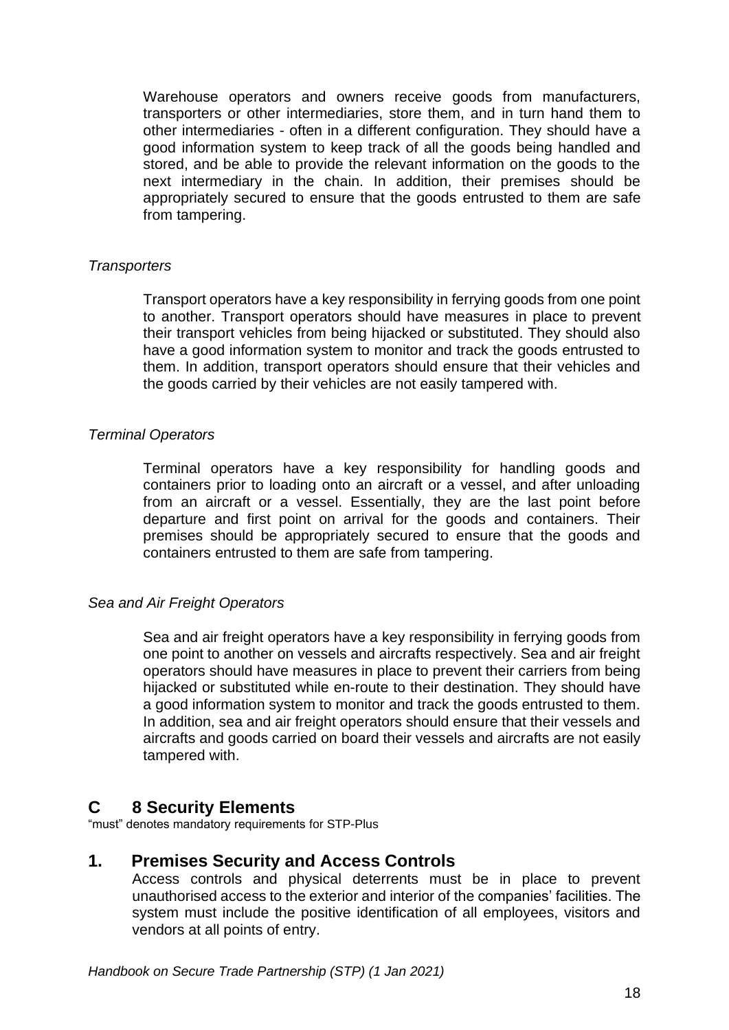Warehouse operators and owners receive goods from manufacturers, transporters or other intermediaries, store them, and in turn hand them to other intermediaries - often in a different configuration. They should have a good information system to keep track of all the goods being handled and stored, and be able to provide the relevant information on the goods to the next intermediary in the chain. In addition, their premises should be appropriately secured to ensure that the goods entrusted to them are safe from tampering.

*Transporters*

Transport operators have a key responsibility in ferrying goods from one point to another. Transport operators should have measures in place to prevent their transport vehicles from being hijacked or substituted. They should also have a good information system to monitor and track the goods entrusted to them. In addition, transport operators should ensure that their vehicles and the goods carried by their vehicles are not easily tampered with.

*Terminal Operators*

Terminal operators have a key responsibility for handling goods and containers prior to loading onto an aircraft or a vessel, and after unloading from an aircraft or a vessel. Essentially, they are the last point before departure and first point on arrival for the goods and containers. Their premises should be appropriately secured to ensure that the goods and containers entrusted to them are safe from tampering.

*Sea and Air Freight Operators*

Sea and air freight operators have a key responsibility in ferrying goods from one point to another on vessels and aircrafts respectively. Sea and air freight operators should have measures in place to prevent their carriers from being hijacked or substituted while en-route to their destination. They should have a good information system to monitor and track the goods entrusted to them. In addition, sea and air freight operators should ensure that their vessels and aircrafts and goods carried on board their vessels and aircrafts are not easily tampered with.

## C 8 Security Elements

"must" denotes mandatory requirements for STP-Plus

## 1. Premises Security and Access Controls

Access controls and physical deterrents must be in place to prevent unauthorised access to the exterior and interior of the companies' facilities. The system must include the positive identification of all employees, visitors and vendors at all points of entry.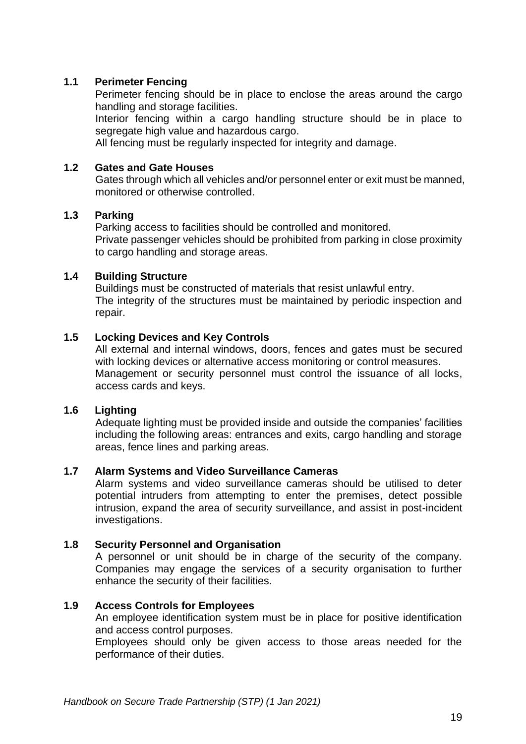### 1.1 Perimeter Fencing

Perimeter fencing should be in place to enclose the areas around the cargo handling and storage facilities.

Interior fencing within a cargo handling structure should be in place to segregate high value and hazardous cargo.

All fencing must be regularly inspected for integrity and damage.

### 1.2 Gates and Gate Houses

Gates through which all vehicles and/or personnel enter or exit must be manned, monitored or otherwise controlled.

### 1.3 Parking

Parking access to facilities should be controlled and monitored.

Private passenger vehicles should be prohibited from parking in close proximity to cargo handling and storage areas.

### 1.4 Building Structure

Buildings must be constructed of materials that resist unlawful entry.

The integrity of the structures must be maintained by periodic inspection and repair.

### 1.5 Locking Devices and Key Controls

All external and internal windows, doors, fences and gates must be secured with locking devices or alternative access monitoring or control measures.

Management or security personnel must control the issuance of all locks, access cards and keys.

### 1.6 Lighting

Adequate lighting must be provided inside and outside the companies' facilities including the following areas: entrances and exits, cargo handling and storage areas, fence lines and parking areas.

### 1.7 Alarm Systems and Video Surveillance Cameras

Alarm systems and video surveillance cameras should be utilised to deter potential intruders from attempting to enter the premises, detect possible intrusion, expand the area of security surveillance, and assist in post-incident investigations.

### 1.8 Security Personnel and Organisation

A personnel or unit should be in charge of the security of the company. Companies may engage the services of a security organisation to further enhance the security of their facilities.

### 1.9 Access Controls for Employees

An employee identification system must be in place for positive identification and access control purposes.

Employees should only be given access to those areas needed for the performance of their duties.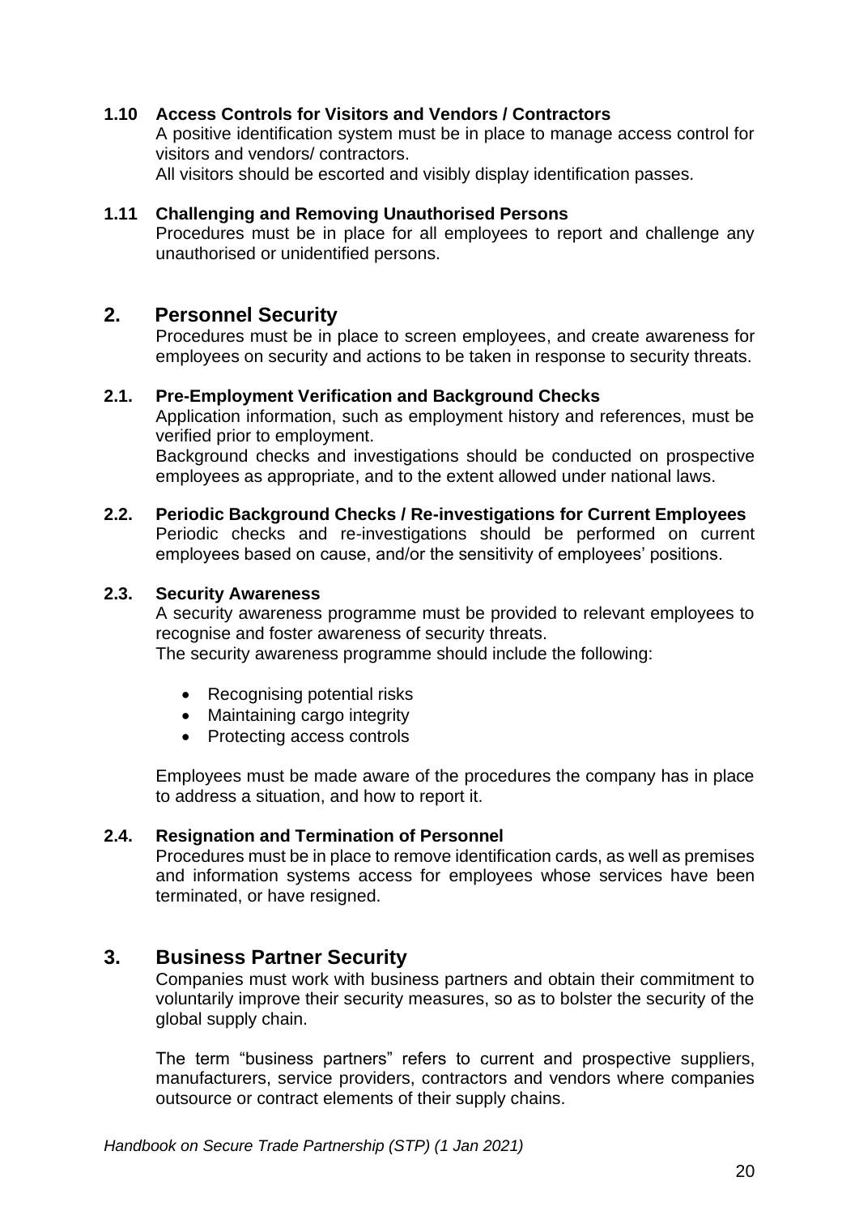### 1.10 Access Controls for Visitors and Vendors / Contractors

A positive identification system must be in place to manage access control for visitors and vendors/ contractors.

All visitors should be escorted and visibly display identification passes.

### 1.11 Challenging and Removing Unauthorised Persons

Procedures must be in place for all employees to report and challenge any unauthorised or unidentified persons.

## 2. Personnel Security

Procedures must be in place to screen employees, and create awareness for employees on security and actions to be taken in response to security threats.

### 2.1. Pre-Employment Verification and Background Checks

Application information, such as employment history and references, must be verified prior to employment.

Background checks and investigations should be conducted on prospective employees as appropriate, and to the extent allowed under national laws.

### 2.2. Periodic Background Checks / Re-investigations for Current Employees

Periodic checks and re-investigations should be performed on current employees based on cause, and/or the sensitivity of employees' positions.

### 2.3. Security Awareness

A security awareness programme must be provided to relevant employees to recognise and foster awareness of security threats.

The security awareness programme should include the following:

- Recognising potential risks
- Maintaining cargo integrity
- Protecting access controls

Employees must be made aware of the procedures the company has in place to address a situation, and how to report it.

### 2.4. Resignation and Termination of Personnel

Procedures must be in place to remove identification cards, as well as premises and information systems access for employees whose services have been terminated, or have resigned.

## 3. Business Partner Security

Companies must work with business partners and obtain their commitment to voluntarily improve their security measures, so as to bolster the security of the global supply chain.

The term "business partners" refers to current and prospective suppliers, manufacturers, service providers, contractors and vendors where companies outsource or contract elements of their supply chains.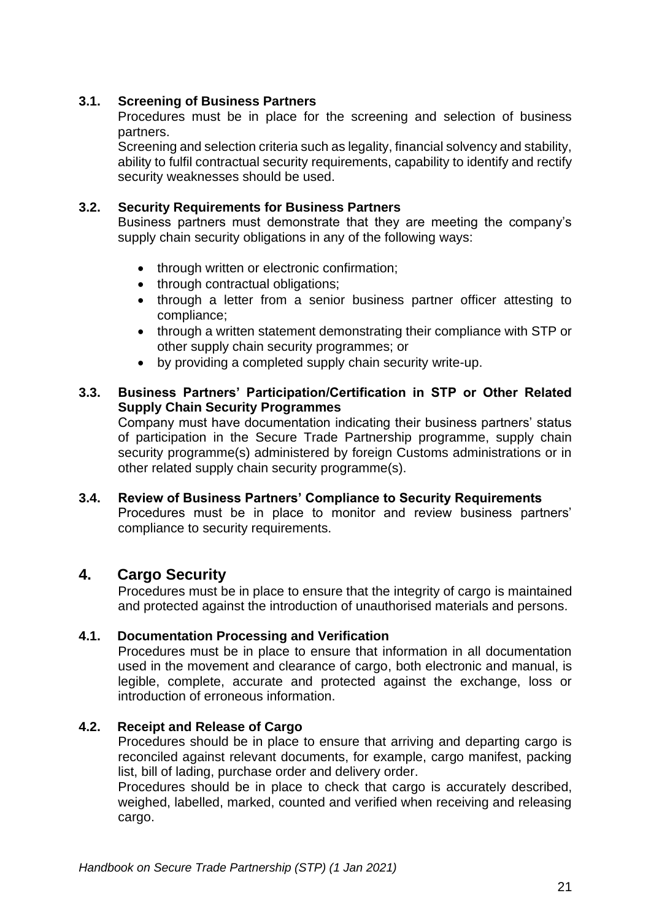### 3.1. Screening of Business Partners

Procedures must be in place for the screening and selection of business partners.

Screening and selection criteria such as legality, financial solvency and stability, ability to fulfil contractual security requirements, capability to identify and rectify security weaknesses should be used.

### 3.2. Security Requirements for Business Partners

Business partners must demonstrate that they are meeting the company's supply chain security obligations in any of the following ways:

- through written or electronic confirmation;
- through contractual obligations;
- through a letter from a senior business partner officer attesting to compliance;
- through a written statement demonstrating their compliance with STP or other supply chain security programmes; or
- by providing a completed supply chain security write-up.

### 3.3. Business Partners' Participation/Certification in STP or Other Related Supply Chain Security Programmes

Company must have documentation indicating their business partners' status of participation in the Secure Trade Partnership programme, supply chain security programme(s) administered by foreign Customs administrations or in other related supply chain security programme(s).

### 3.4. Review of Business Partners' Compliance to Security Requirements

Procedures must be in place to monitor and review business partners' compliance to security requirements.

## 4. Cargo Security

Procedures must be in place to ensure that the integrity of cargo is maintained and protected against the introduction of unauthorised materials and persons.

### 4.1. Documentation Processing and Verification

Procedures must be in place to ensure that information in all documentation used in the movement and clearance of cargo, both electronic and manual, is legible, complete, accurate and protected against the exchange, loss or introduction of erroneous information.

### 4.2. Receipt and Release of Cargo

Procedures should be in place to ensure that arriving and departing cargo is reconciled against relevant documents, for example, cargo manifest, packing list, bill of lading, purchase order and delivery order.

Procedures should be in place to check that cargo is accurately described, weighed, labelled, marked, counted and verified when receiving and releasing cargo.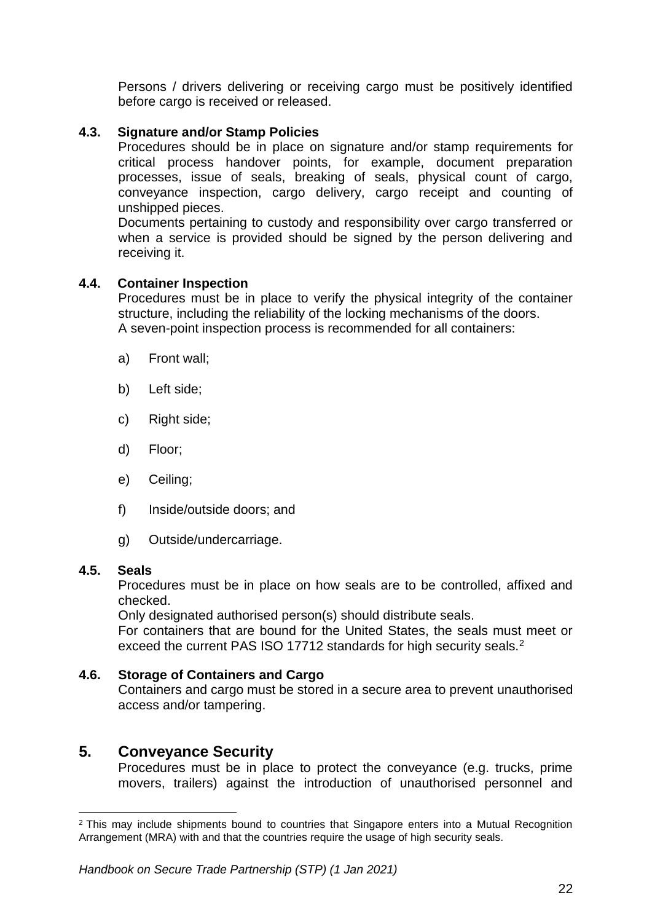Persons / drivers delivering or receiving cargo must be positively identified before cargo is received or released.

### 4.3. Signature and/or Stamp Policies

Procedures should be in place on signature and/or stamp requirements for critical process handover points, for example, document preparation processes, issue of seals, breaking of seals, physical count of cargo, conveyance inspection, cargo delivery, cargo receipt and counting of unshipped pieces.

Documents pertaining to custody and responsibility over cargo transferred or when a service is provided should be signed by the person delivering and receiving it.

### 4.4. Container Inspection

Procedures must be in place to verify the physical integrity of the container structure, including the reliability of the locking mechanisms of the doors.

A seven-point inspection process is recommended for all containers:

a) Front wall;

b) Left side;

c) Right side;

d) Floor;

e) Ceiling;

f) Inside/outside doors; and

g) Outside/undercarriage.

### 4.5. Seals

Procedures must be in place on how seals are to be controlled, affixed and checked.

Only designated authorised person(s) should distribute seals.

For containers that are bound for the United States, the seals must meet or exceed the current PAS ISO 17712 standards for high security seals.[2]

### 4.6. Storage of Containers and Cargo

Containers and cargo must be stored in a secure area to prevent unauthorised access and/or tampering.

## 5. Conveyance Security

Procedures must be in place to protect the conveyance (e.g. trucks, prime movers, trailers) against the introduction of unauthorised personnel and

---

[2] This may include shipments bound to countries that Singapore enters into a Mutual Recognition Arrangement (MRA) with and that the countries require the usage of high security seals.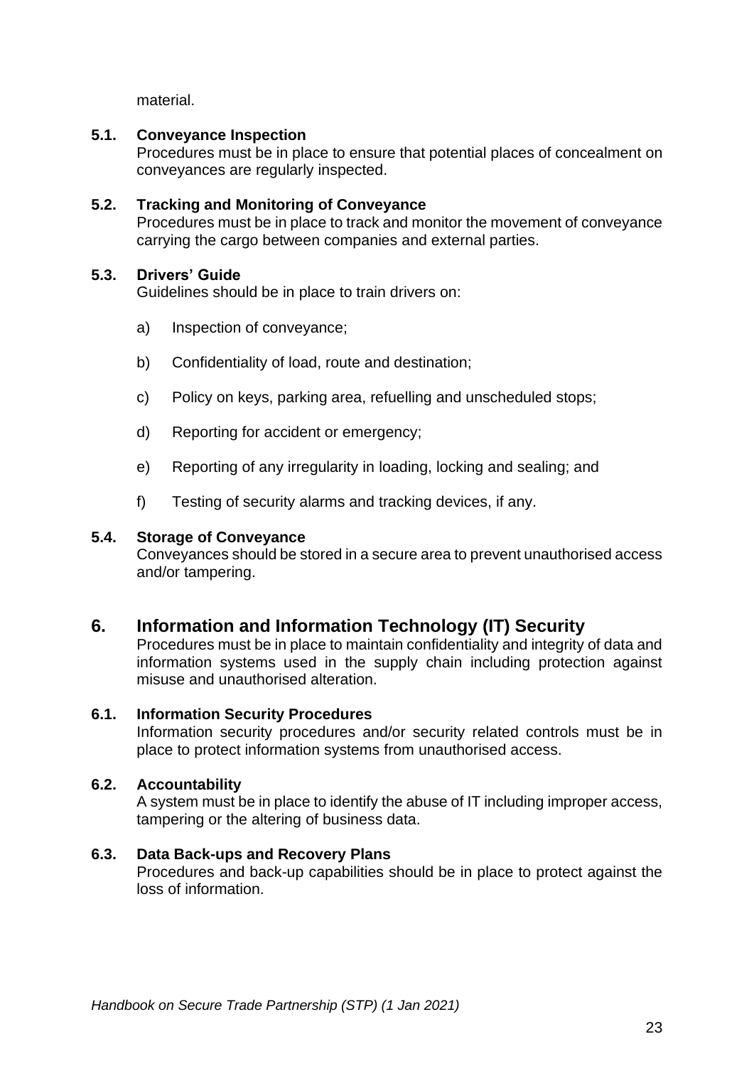material.

### 5.1. Conveyance Inspection

Procedures must be in place to ensure that potential places of concealment on conveyances are regularly inspected.

### 5.2. Tracking and Monitoring of Conveyance

Procedures must be in place to track and monitor the movement of conveyance carrying the cargo between companies and external parties.

### 5.3. Drivers' Guide

Guidelines should be in place to train drivers on:

a) Inspection of conveyance;

b) Confidentiality of load, route and destination;

c) Policy on keys, parking area, refuelling and unscheduled stops;

d) Reporting for accident or emergency;

e) Reporting of any irregularity in loading, locking and sealing; and

f) Testing of security alarms and tracking devices, if any.

### 5.4. Storage of Conveyance

Conveyances should be stored in a secure area to prevent unauthorised access and/or tampering.

## 6. Information and Information Technology (IT) Security

Procedures must be in place to maintain confidentiality and integrity of data and information systems used in the supply chain including protection against misuse and unauthorised alteration.

### 6.1. Information Security Procedures

Information security procedures and/or security related controls must be in place to protect information systems from unauthorised access.

### 6.2. Accountability

A system must be in place to identify the abuse of IT including improper access, tampering or the altering of business data.

### 6.3. Data Back-ups and Recovery Plans

Procedures and back-up capabilities should be in place to protect against the loss of information.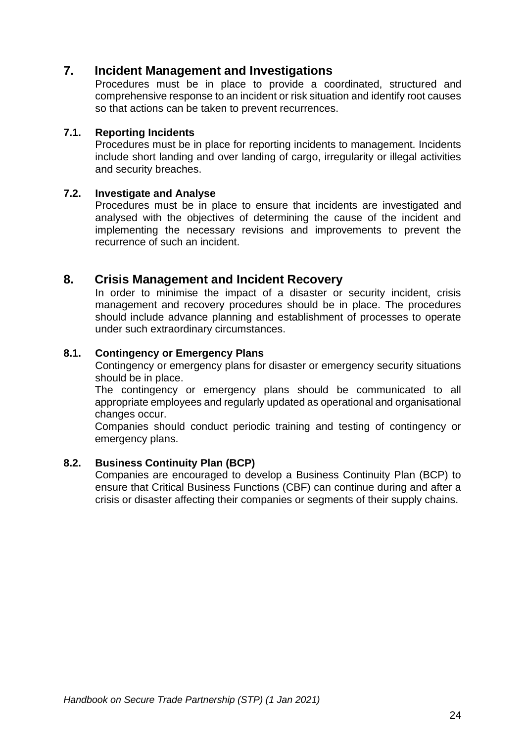## 7. Incident Management and Investigations

Procedures must be in place to provide a coordinated, structured and comprehensive response to an incident or risk situation and identify root causes so that actions can be taken to prevent recurrences.

### 7.1. Reporting Incidents

Procedures must be in place for reporting incidents to management. Incidents include short landing and over landing of cargo, irregularity or illegal activities and security breaches.

### 7.2. Investigate and Analyse

Procedures must be in place to ensure that incidents are investigated and analysed with the objectives of determining the cause of the incident and implementing the necessary revisions and improvements to prevent the recurrence of such an incident.

## 8. Crisis Management and Incident Recovery

In order to minimise the impact of a disaster or security incident, crisis management and recovery procedures should be in place. The procedures should include advance planning and establishment of processes to operate under such extraordinary circumstances.

### 8.1. Contingency or Emergency Plans

Contingency or emergency plans for disaster or emergency security situations should be in place.

The contingency or emergency plans should be communicated to all appropriate employees and regularly updated as operational and organisational changes occur.

Companies should conduct periodic training and testing of contingency or emergency plans.

### 8.2. Business Continuity Plan (BCP)

Companies are encouraged to develop a Business Continuity Plan (BCP) to ensure that Critical Business Functions (CBF) can continue during and after a crisis or disaster affecting their companies or segments of their supply chains.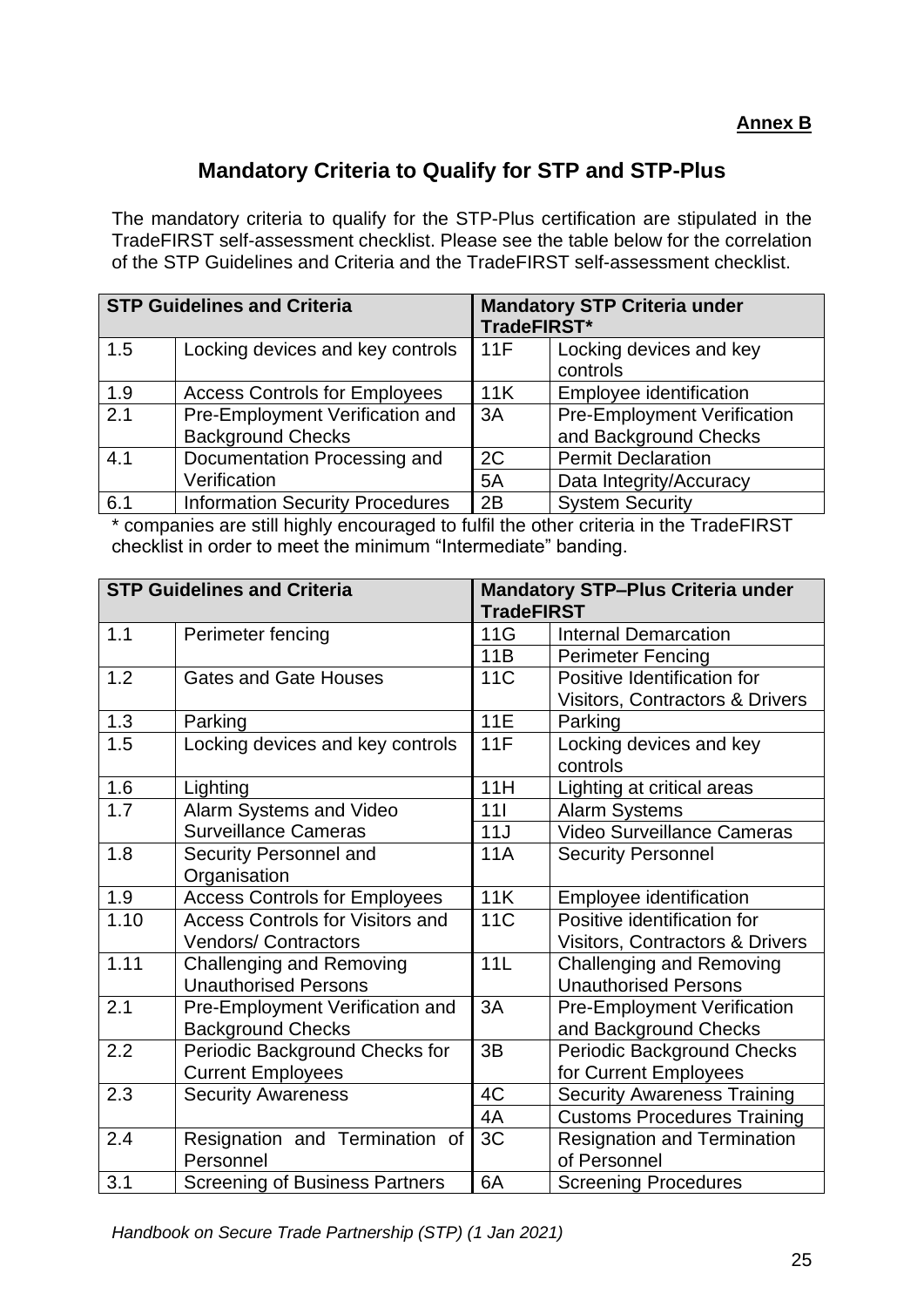**Annex B**

## Mandatory Criteria to Qualify for STP and STP-Plus

The mandatory criteria to qualify for the STP-Plus certification are stipulated in the TradeFIRST self-assessment checklist. Please see the table below for the correlation of the STP Guidelines and Criteria and the TradeFIRST self-assessment checklist.

| STP Guidelines and Criteria | | Mandatory STP Criteria under TradeFIRST* | |
|---|---|---|---|
| 1.5 | Locking devices and key controls | 11F | Locking devices and key controls |
| 1.9 | Access Controls for Employees | 11K | Employee identification |
| 2.1 | Pre-Employment Verification and Background Checks | 3A | Pre-Employment Verification and Background Checks |
| 4.1 | Documentation Processing and Verification | 2C | Permit Declaration |
| | | 5A | Data Integrity/Accuracy |
| 6.1 | Information Security Procedures | 2B | System Security |

* companies are still highly encouraged to fulfil the other criteria in the TradeFIRST checklist in order to meet the minimum “Intermediate” banding.

| STP Guidelines and Criteria | | Mandatory STP–Plus Criteria under TradeFIRST | |
|---|---|---|---|
| 1.1 | Perimeter fencing | 11G | Internal Demarcation |
| | | 11B | Perimeter Fencing |
| 1.2 | Gates and Gate Houses | 11C | Positive Identification for Visitors, Contractors & Drivers |
| 1.3 | Parking | 11E | Parking |
| 1.5 | Locking devices and key controls | 11F | Locking devices and key controls |
| 1.6 | Lighting | 11H | Lighting at critical areas |
| 1.7 | Alarm Systems and Video Surveillance Cameras | 11I | Alarm Systems |
| | | 11J | Video Surveillance Cameras |
| 1.8 | Security Personnel and Organisation | 11A | Security Personnel |
| 1.9 | Access Controls for Employees | 11K | Employee identification |
| 1.10 | Access Controls for Visitors and Vendors/ Contractors | 11C | Positive identification for Visitors, Contractors & Drivers |
| 1.11 | Challenging and Removing Unauthorised Persons | 11L | Challenging and Removing Unauthorised Persons |
| 2.1 | Pre-Employment Verification and Background Checks | 3A | Pre-Employment Verification and Background Checks |
| 2.2 | Periodic Background Checks for Current Employees | 3B | Periodic Background Checks for Current Employees |
| 2.3 | Security Awareness | 4C | Security Awareness Training |
| | | 4A | Customs Procedures Training |
| 2.4 | Resignation and Termination of Personnel | 3C | Resignation and Termination of Personnel |
| 3.1 | Screening of Business Partners | 6A | Screening Procedures |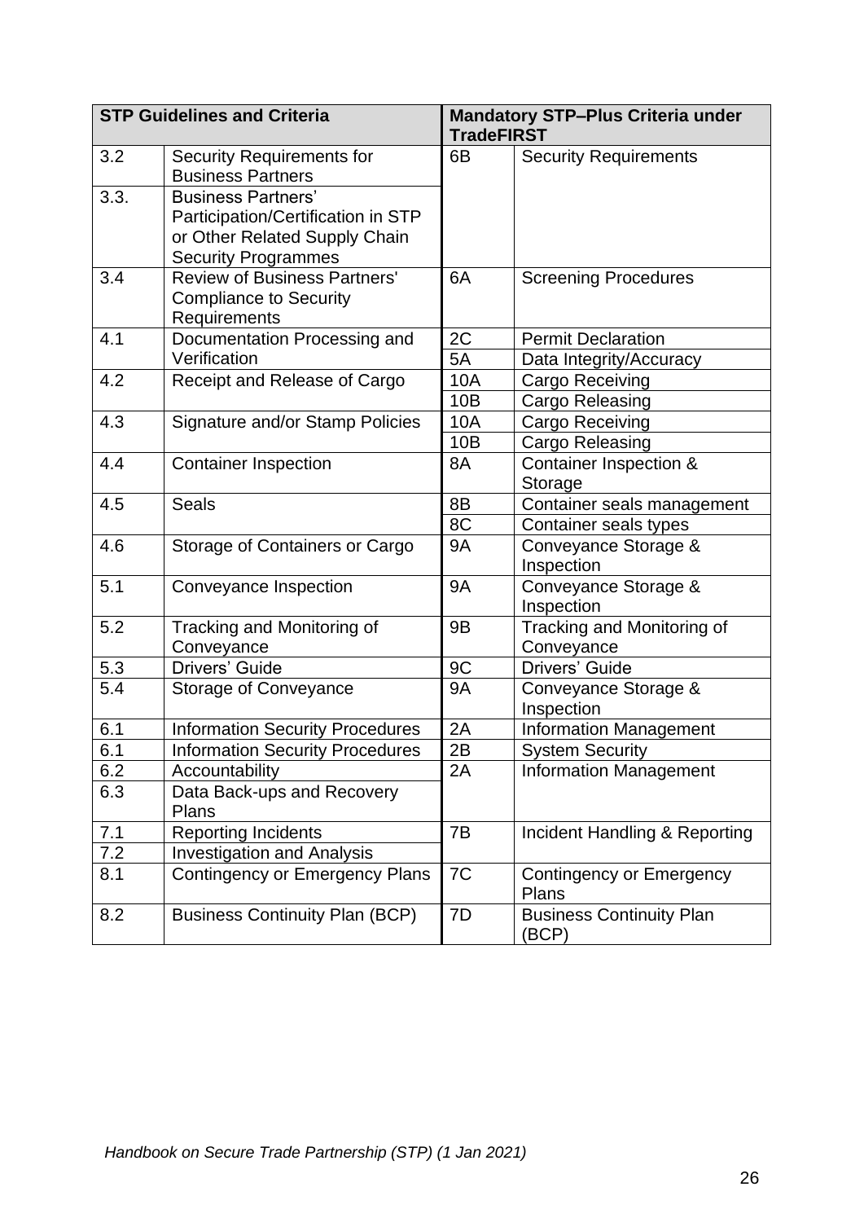| STP Guidelines and Criteria | | Mandatory STP–Plus Criteria under TradeFIRST | |
|---|---|---|---|
| 3.2 | Security Requirements for Business Partners | 6B | Security Requirements |
| 3.3. | Business Partners' Participation/Certification in STP or Other Related Supply Chain Security Programmes | | |
| 3.4 | Review of Business Partners' Compliance to Security Requirements | 6A | Screening Procedures |
| 4.1 | Documentation Processing and Verification | 2C | Permit Declaration |
| | | 5A | Data Integrity/Accuracy |
| 4.2 | Receipt and Release of Cargo | 10A | Cargo Receiving |
| | | 10B | Cargo Releasing |
| 4.3 | Signature and/or Stamp Policies | 10A | Cargo Receiving |
| | | 10B | Cargo Releasing |
| 4.4 | Container Inspection | 8A | Container Inspection & Storage |
| 4.5 | Seals | 8B | Container seals management |
| | | 8C | Container seals types |
| 4.6 | Storage of Containers or Cargo | 9A | Conveyance Storage & Inspection |
| 5.1 | Conveyance Inspection | 9A | Conveyance Storage & Inspection |
| 5.2 | Tracking and Monitoring of Conveyance | 9B | Tracking and Monitoring of Conveyance |
| 5.3 | Drivers' Guide | 9C | Drivers' Guide |
| 5.4 | Storage of Conveyance | 9A | Conveyance Storage & Inspection |
| 6.1 | Information Security Procedures | 2A | Information Management |
| 6.1 | Information Security Procedures | 2B | System Security |
| 6.2 | Accountability | 2A | Information Management |
| 6.3 | Data Back-ups and Recovery Plans | | |
| 7.1 | Reporting Incidents | 7B | Incident Handling & Reporting |
| 7.2 | Investigation and Analysis | | |
| 8.1 | Contingency or Emergency Plans | 7C | Contingency or Emergency Plans |
| 8.2 | Business Continuity Plan (BCP) | 7D | Business Continuity Plan (BCP) |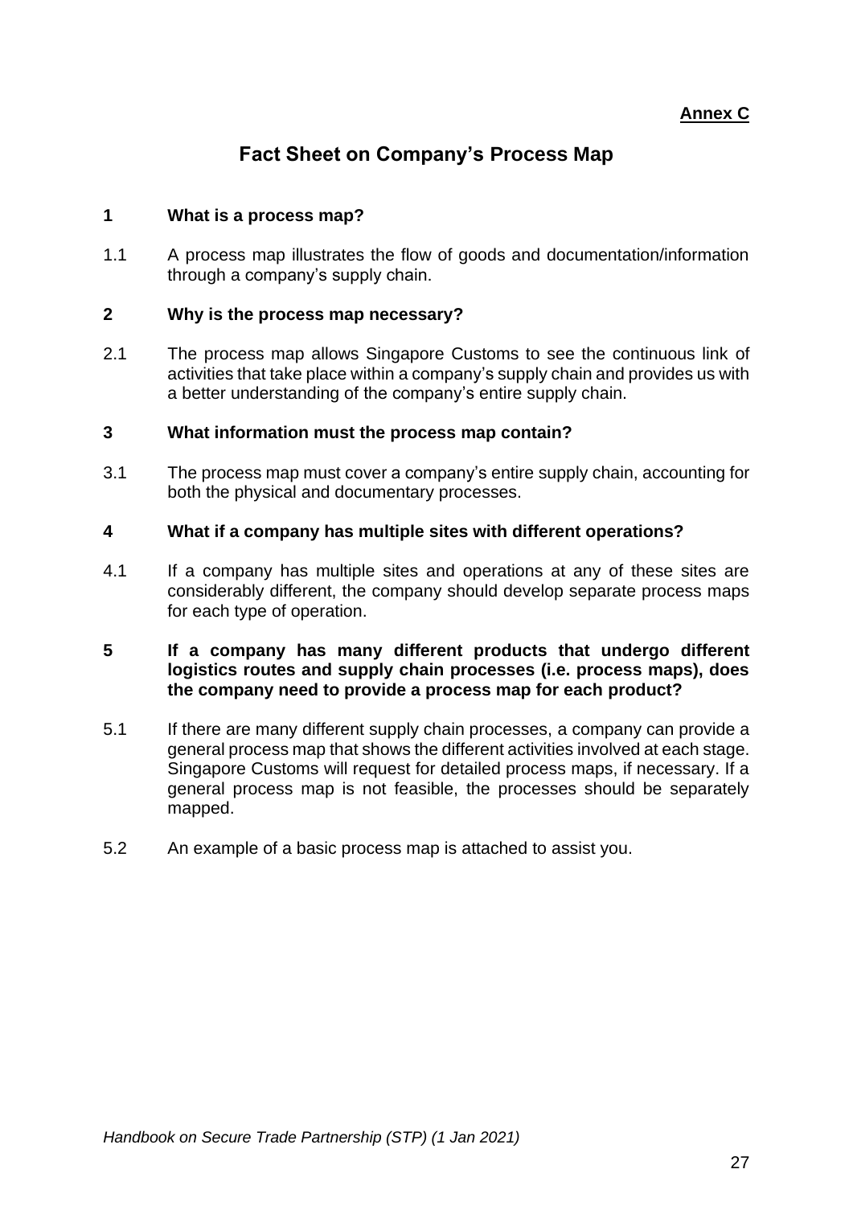**Annex C**

# Fact Sheet on Company's Process Map

## 1 What is a process map?

1.1 A process map illustrates the flow of goods and documentation/information through a company's supply chain.

## 2 Why is the process map necessary?

2.1 The process map allows Singapore Customs to see the continuous link of activities that take place within a company's supply chain and provides us with a better understanding of the company's entire supply chain.

## 3 What information must the process map contain?

3.1 The process map must cover a company's entire supply chain, accounting for both the physical and documentary processes.

## 4 What if a company has multiple sites with different operations?

4.1 If a company has multiple sites and operations at any of these sites are considerably different, the company should develop separate process maps for each type of operation.

## 5 If a company has many different products that undergo different logistics routes and supply chain processes (i.e. process maps), does the company need to provide a process map for each product?

5.1 If there are many different supply chain processes, a company can provide a general process map that shows the different activities involved at each stage. Singapore Customs will request for detailed process maps, if necessary. If a general process map is not feasible, the processes should be separately mapped.

5.2 An example of a basic process map is attached to assist you.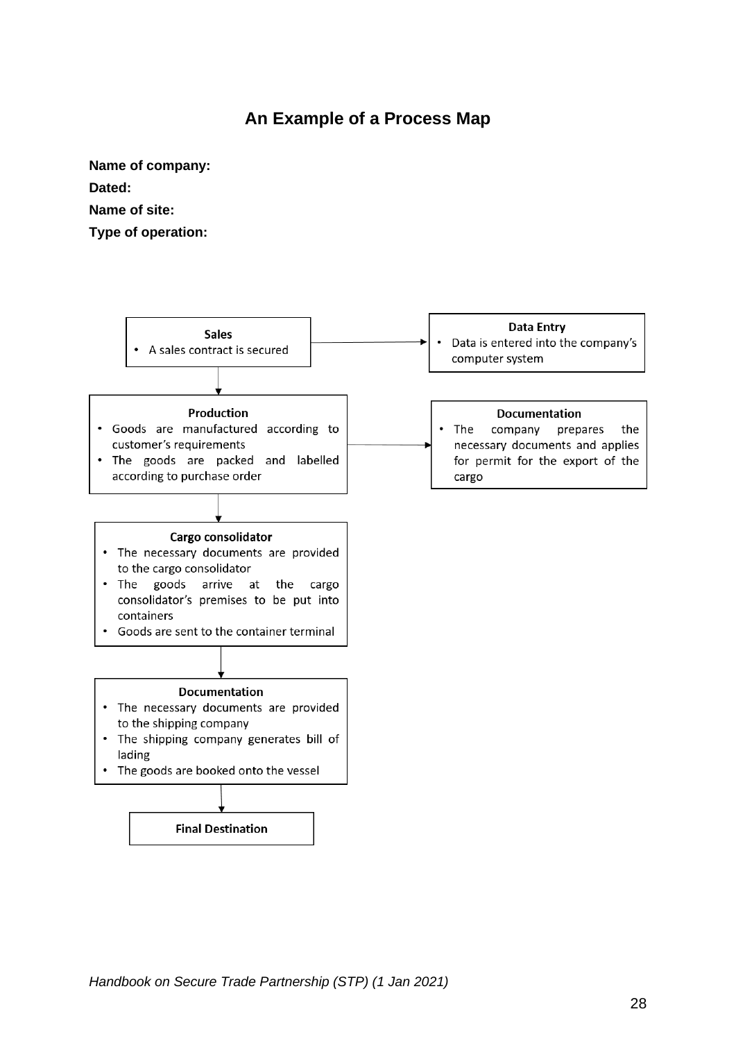## An Example of a Process Map

**Name of company:**

**Dated:**

**Name of site:**

**Type of operation:**

**Sales**
- A sales contract is secured

→ **Data Entry**
- Data is entered into the company's computer system

↓

**Production**
- Goods are manufactured according to customer's requirements
- The goods are packed and labelled according to purchase order

→ **Documentation**
- The company prepares the necessary documents and applies for permit for the export of the cargo

↓

**Cargo consolidator**
- The necessary documents are provided to the cargo consolidator
- The goods arrive at the cargo consolidator's premises to be put into containers
- Goods are sent to the container terminal

↓

**Documentation**
- The necessary documents are provided to the shipping company
- The shipping company generates bill of lading
- The goods are booked onto the vessel

↓

**Final Destination**

*Handbook on Secure Trade Partnership (STP) (1 Jan 2021)*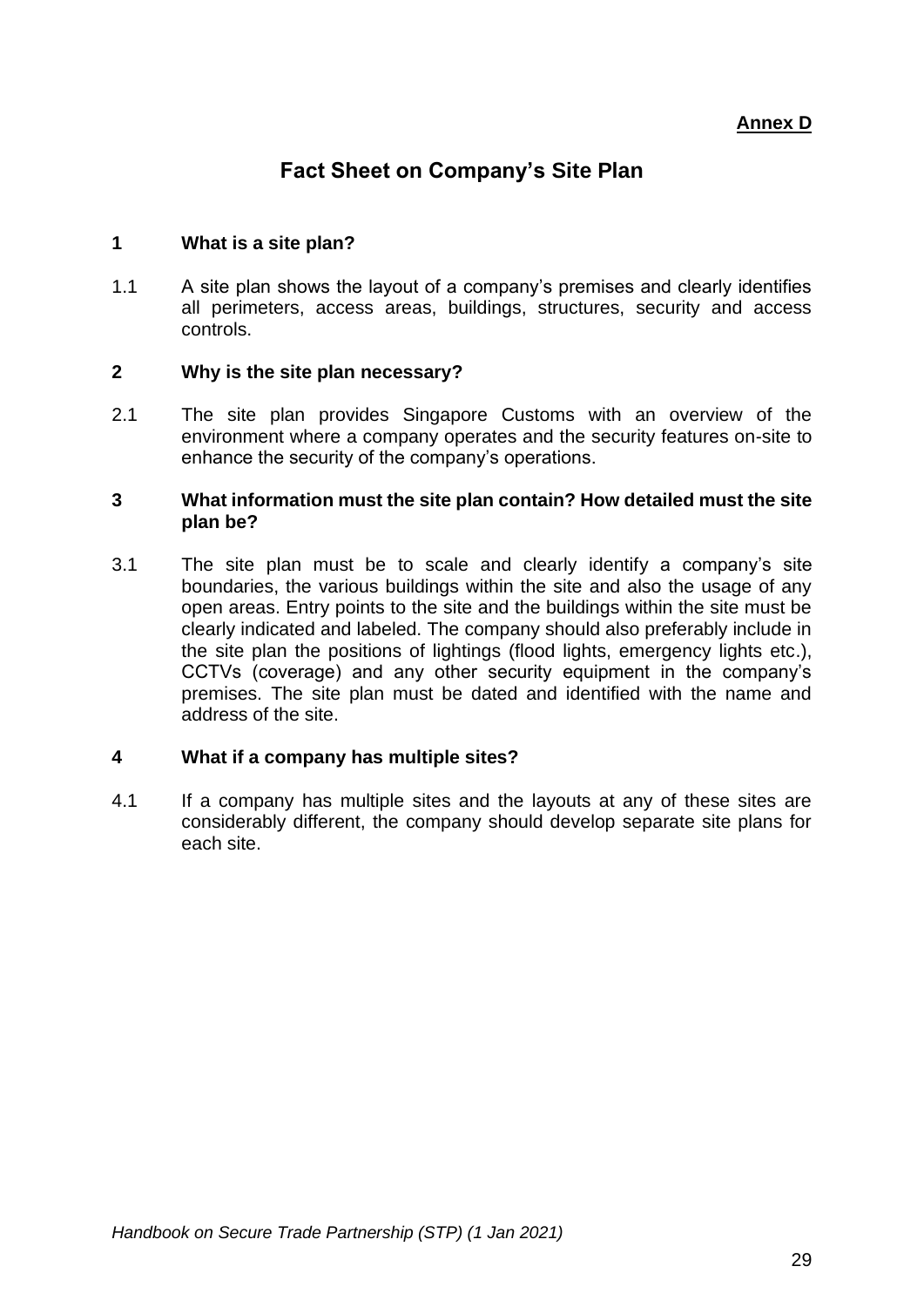**Annex D**

# Fact Sheet on Company's Site Plan

## 1 What is a site plan?

1.1 A site plan shows the layout of a company's premises and clearly identifies all perimeters, access areas, buildings, structures, security and access controls.

## 2 Why is the site plan necessary?

2.1 The site plan provides Singapore Customs with an overview of the environment where a company operates and the security features on-site to enhance the security of the company's operations.

## 3 What information must the site plan contain? How detailed must the site plan be?

3.1 The site plan must be to scale and clearly identify a company's site boundaries, the various buildings within the site and also the usage of any open areas. Entry points to the site and the buildings within the site must be clearly indicated and labeled. The company should also preferably include in the site plan the positions of lightings (flood lights, emergency lights etc.), CCTVs (coverage) and any other security equipment in the company's premises. The site plan must be dated and identified with the name and address of the site.

## 4 What if a company has multiple sites?

4.1 If a company has multiple sites and the layouts at any of these sites are considerably different, the company should develop separate site plans for each site.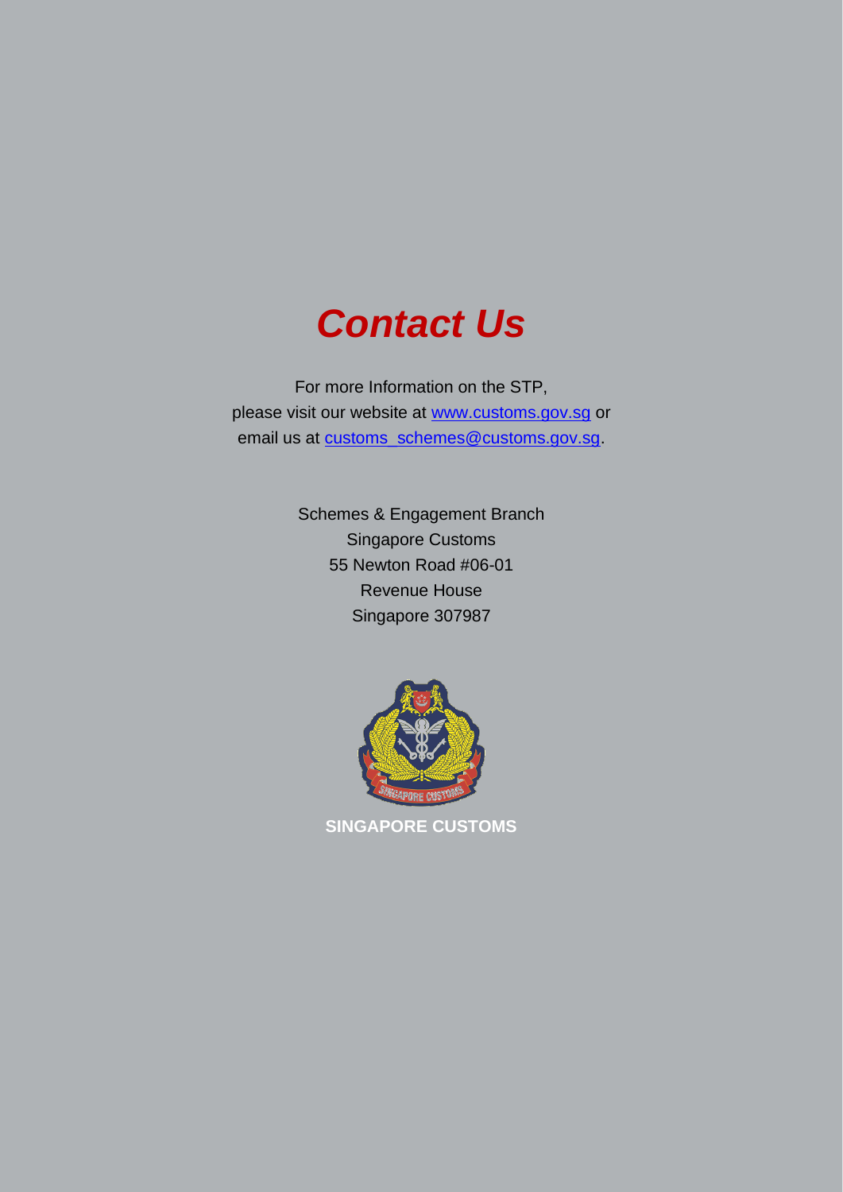# *Contact Us*

For more Information on the STP,
please visit our website at [www.customs.gov.sg](http://www.customs.gov.sg) or
email us at [customs_schemes@customs.gov.sg](mailto:customs_schemes@customs.gov.sg).

Schemes & Engagement Branch
Singapore Customs
55 Newton Road #06-01
Revenue House
Singapore 307987

**SINGAPORE CUSTOMS**